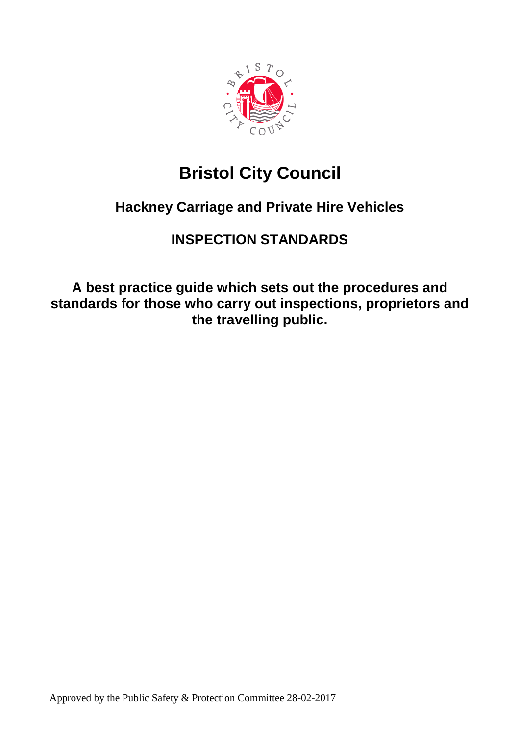# Bristol City Council

## Hackney Carriage and Private Hire Vehicles

## INSPECTION STANDARDS

**A best practice guide which sets out the procedures and standards for those who carry out inspections, proprietors and the travelling public.**

Approved by the Public Safety & Protection Committee 28-02-2017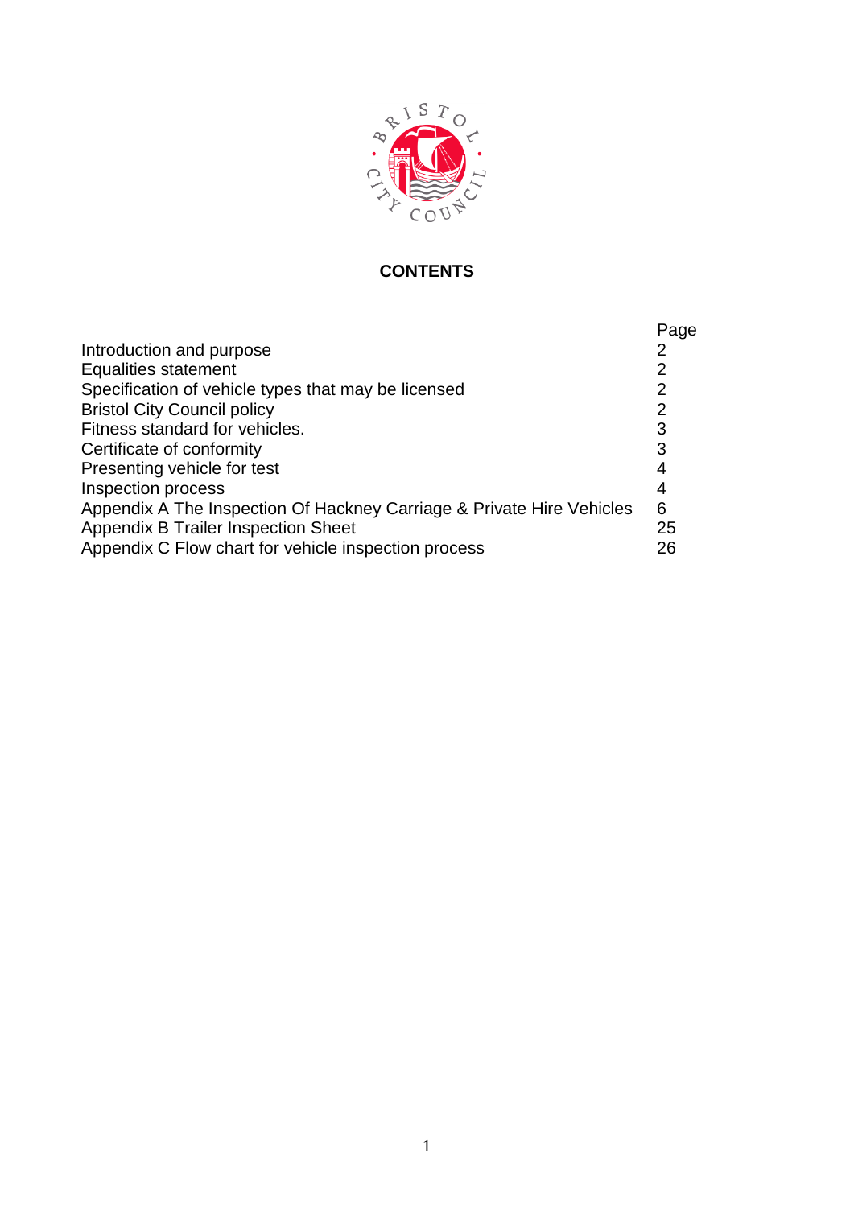**CONTENTS**

| | Page |
|---|---|
| Introduction and purpose | 2 |
| Equalities statement | 2 |
| Specification of vehicle types that may be licensed | 2 |
| Bristol City Council policy | 2 |
| Fitness standard for vehicles. | 3 |
| Certificate of conformity | 3 |
| Presenting vehicle for test | 4 |
| Inspection process | 4 |
| Appendix A The Inspection Of Hackney Carriage & Private Hire Vehicles | 6 |
| Appendix B Trailer Inspection Sheet | 25 |
| Appendix C Flow chart for vehicle inspection process | 26 |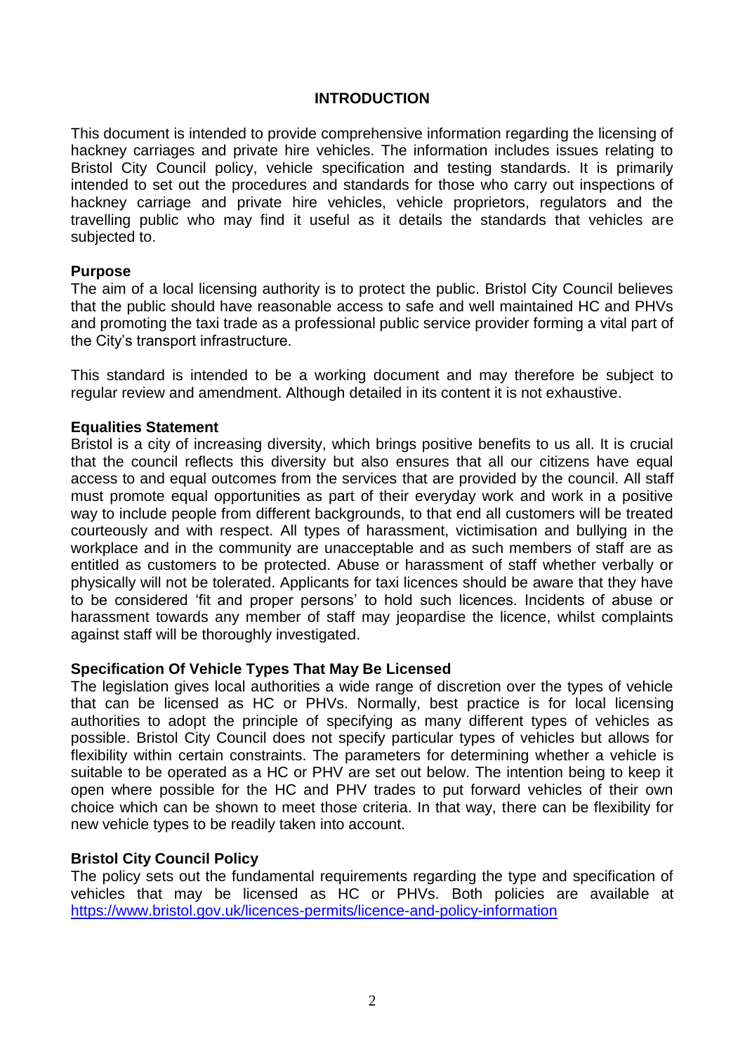# INTRODUCTION

This document is intended to provide comprehensive information regarding the licensing of hackney carriages and private hire vehicles. The information includes issues relating to Bristol City Council policy, vehicle specification and testing standards. It is primarily intended to set out the procedures and standards for those who carry out inspections of hackney carriage and private hire vehicles, vehicle proprietors, regulators and the travelling public who may find it useful as it details the standards that vehicles are subjected to.

## Purpose

The aim of a local licensing authority is to protect the public. Bristol City Council believes that the public should have reasonable access to safe and well maintained HC and PHVs and promoting the taxi trade as a professional public service provider forming a vital part of the City's transport infrastructure.

This standard is intended to be a working document and may therefore be subject to regular review and amendment. Although detailed in its content it is not exhaustive.

## Equalities Statement

Bristol is a city of increasing diversity, which brings positive benefits to us all. It is crucial that the council reflects this diversity but also ensures that all our citizens have equal access to and equal outcomes from the services that are provided by the council. All staff must promote equal opportunities as part of their everyday work and work in a positive way to include people from different backgrounds, to that end all customers will be treated courteously and with respect. All types of harassment, victimisation and bullying in the workplace and in the community are unacceptable and as such members of staff are as entitled as customers to be protected. Abuse or harassment of staff whether verbally or physically will not be tolerated. Applicants for taxi licences should be aware that they have to be considered 'fit and proper persons' to hold such licences. Incidents of abuse or harassment towards any member of staff may jeopardise the licence, whilst complaints against staff will be thoroughly investigated.

## Specification Of Vehicle Types That May Be Licensed

The legislation gives local authorities a wide range of discretion over the types of vehicle that can be licensed as HC or PHVs. Normally, best practice is for local licensing authorities to adopt the principle of specifying as many different types of vehicles as possible. Bristol City Council does not specify particular types of vehicles but allows for flexibility within certain constraints. The parameters for determining whether a vehicle is suitable to be operated as a HC or PHV are set out below. The intention being to keep it open where possible for the HC and PHV trades to put forward vehicles of their own choice which can be shown to meet those criteria. In that way, there can be flexibility for new vehicle types to be readily taken into account.

## Bristol City Council Policy

The policy sets out the fundamental requirements regarding the type and specification of vehicles that may be licensed as HC or PHVs. Both policies are available at [https://www.bristol.gov.uk/licences-permits/licence-and-policy-information](https://www.bristol.gov.uk/licences-permits/licence-and-policy-information)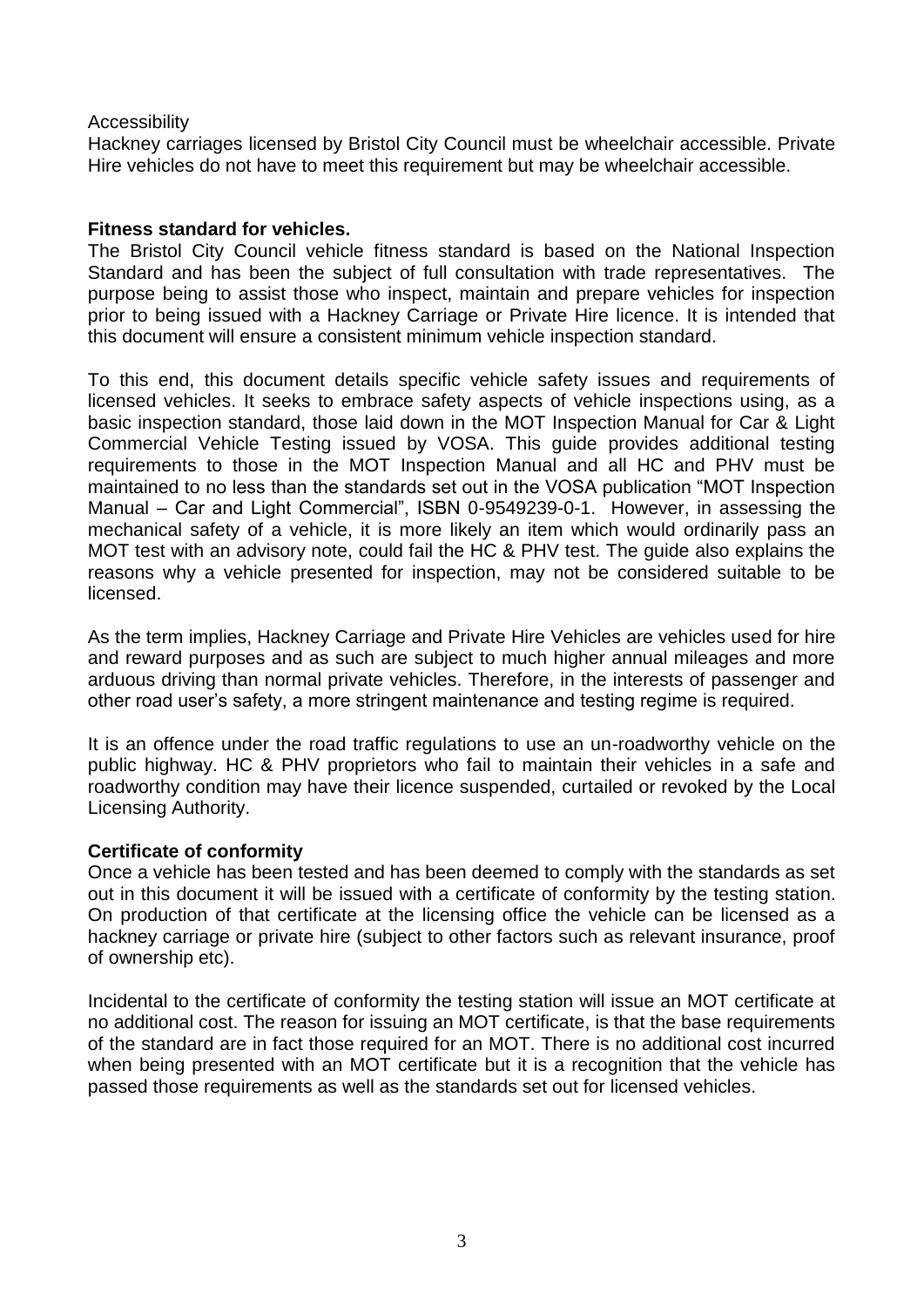Accessibility

Hackney carriages licensed by Bristol City Council must be wheelchair accessible. Private Hire vehicles do not have to meet this requirement but may be wheelchair accessible.

**Fitness standard for vehicles.**

The Bristol City Council vehicle fitness standard is based on the National Inspection Standard and has been the subject of full consultation with trade representatives. The purpose being to assist those who inspect, maintain and prepare vehicles for inspection prior to being issued with a Hackney Carriage or Private Hire licence. It is intended that this document will ensure a consistent minimum vehicle inspection standard.

To this end, this document details specific vehicle safety issues and requirements of licensed vehicles. It seeks to embrace safety aspects of vehicle inspections using, as a basic inspection standard, those laid down in the MOT Inspection Manual for Car & Light Commercial Vehicle Testing issued by VOSA. This guide provides additional testing requirements to those in the MOT Inspection Manual and all HC and PHV must be maintained to no less than the standards set out in the VOSA publication "MOT Inspection Manual – Car and Light Commercial", ISBN 0-9549239-0-1. However, in assessing the mechanical safety of a vehicle, it is more likely an item which would ordinarily pass an MOT test with an advisory note, could fail the HC & PHV test. The guide also explains the reasons why a vehicle presented for inspection, may not be considered suitable to be licensed.

As the term implies, Hackney Carriage and Private Hire Vehicles are vehicles used for hire and reward purposes and as such are subject to much higher annual mileages and more arduous driving than normal private vehicles. Therefore, in the interests of passenger and other road user's safety, a more stringent maintenance and testing regime is required.

It is an offence under the road traffic regulations to use an un-roadworthy vehicle on the public highway. HC & PHV proprietors who fail to maintain their vehicles in a safe and roadworthy condition may have their licence suspended, curtailed or revoked by the Local Licensing Authority.

**Certificate of conformity**

Once a vehicle has been tested and has been deemed to comply with the standards as set out in this document it will be issued with a certificate of conformity by the testing station. On production of that certificate at the licensing office the vehicle can be licensed as a hackney carriage or private hire (subject to other factors such as relevant insurance, proof of ownership etc).

Incidental to the certificate of conformity the testing station will issue an MOT certificate at no additional cost. The reason for issuing an MOT certificate, is that the base requirements of the standard are in fact those required for an MOT. There is no additional cost incurred when being presented with an MOT certificate but it is a recognition that the vehicle has passed those requirements as well as the standards set out for licensed vehicles.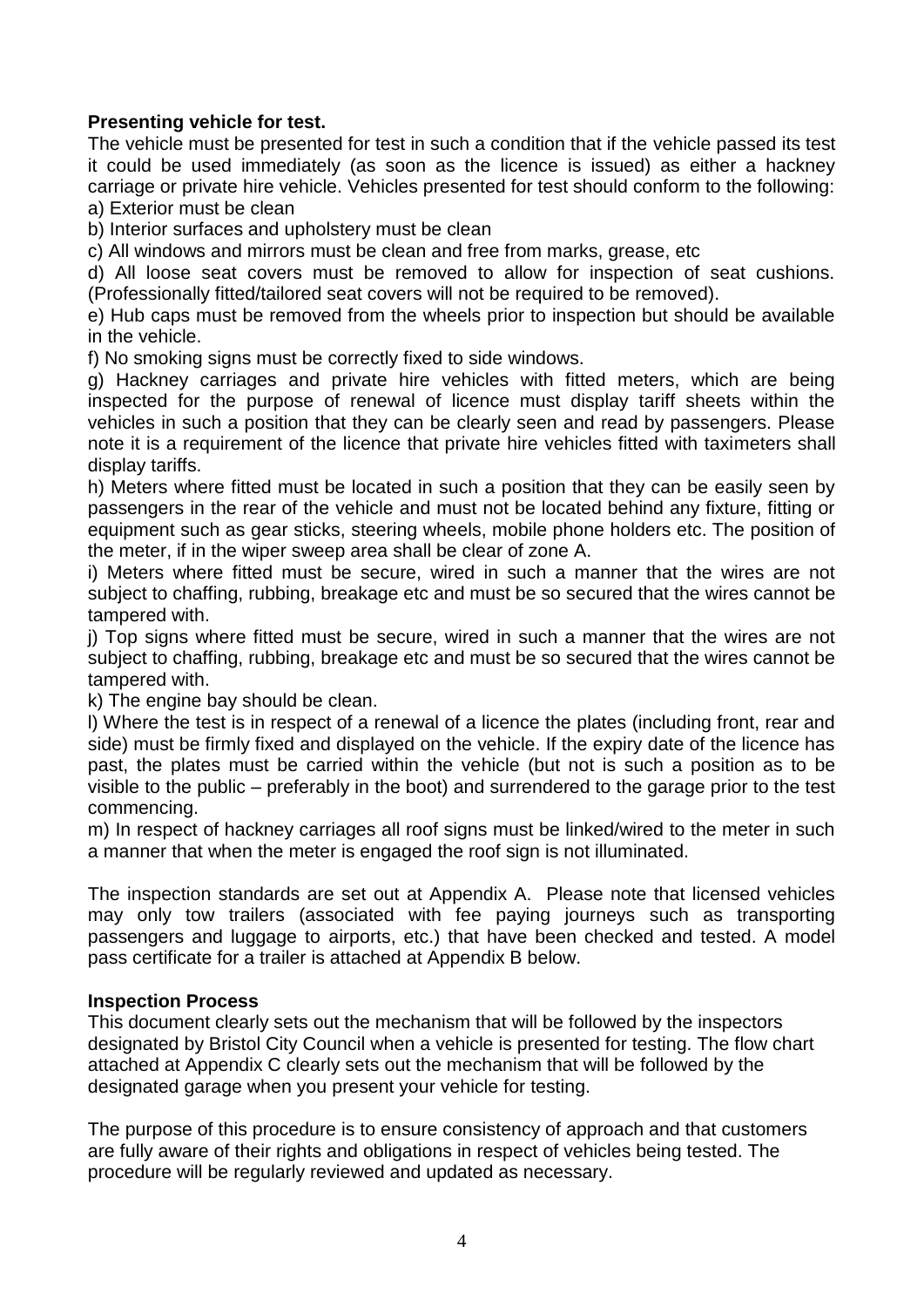**Presenting vehicle for test.**

The vehicle must be presented for test in such a condition that if the vehicle passed its test it could be used immediately (as soon as the licence is issued) as either a hackney carriage or private hire vehicle. Vehicles presented for test should conform to the following:

a) Exterior must be clean

b) Interior surfaces and upholstery must be clean

c) All windows and mirrors must be clean and free from marks, grease, etc

d) All loose seat covers must be removed to allow for inspection of seat cushions. (Professionally fitted/tailored seat covers will not be required to be removed).

e) Hub caps must be removed from the wheels prior to inspection but should be available in the vehicle.

f) No smoking signs must be correctly fixed to side windows.

g) Hackney carriages and private hire vehicles with fitted meters, which are being inspected for the purpose of renewal of licence must display tariff sheets within the vehicles in such a position that they can be clearly seen and read by passengers. Please note it is a requirement of the licence that private hire vehicles fitted with taximeters shall display tariffs.

h) Meters where fitted must be located in such a position that they can be easily seen by passengers in the rear of the vehicle and must not be located behind any fixture, fitting or equipment such as gear sticks, steering wheels, mobile phone holders etc. The position of the meter, if in the wiper sweep area shall be clear of zone A.

i) Meters where fitted must be secure, wired in such a manner that the wires are not subject to chaffing, rubbing, breakage etc and must be so secured that the wires cannot be tampered with.

j) Top signs where fitted must be secure, wired in such a manner that the wires are not subject to chaffing, rubbing, breakage etc and must be so secured that the wires cannot be tampered with.

k) The engine bay should be clean.

l) Where the test is in respect of a renewal of a licence the plates (including front, rear and side) must be firmly fixed and displayed on the vehicle. If the expiry date of the licence has past, the plates must be carried within the vehicle (but not is such a position as to be visible to the public – preferably in the boot) and surrendered to the garage prior to the test commencing.

m) In respect of hackney carriages all roof signs must be linked/wired to the meter in such a manner that when the meter is engaged the roof sign is not illuminated.

The inspection standards are set out at Appendix A. Please note that licensed vehicles may only tow trailers (associated with fee paying journeys such as transporting passengers and luggage to airports, etc.) that have been checked and tested. A model pass certificate for a trailer is attached at Appendix B below.

**Inspection Process**

This document clearly sets out the mechanism that will be followed by the inspectors designated by Bristol City Council when a vehicle is presented for testing. The flow chart attached at Appendix C clearly sets out the mechanism that will be followed by the designated garage when you present your vehicle for testing.

The purpose of this procedure is to ensure consistency of approach and that customers are fully aware of their rights and obligations in respect of vehicles being tested. The procedure will be regularly reviewed and updated as necessary.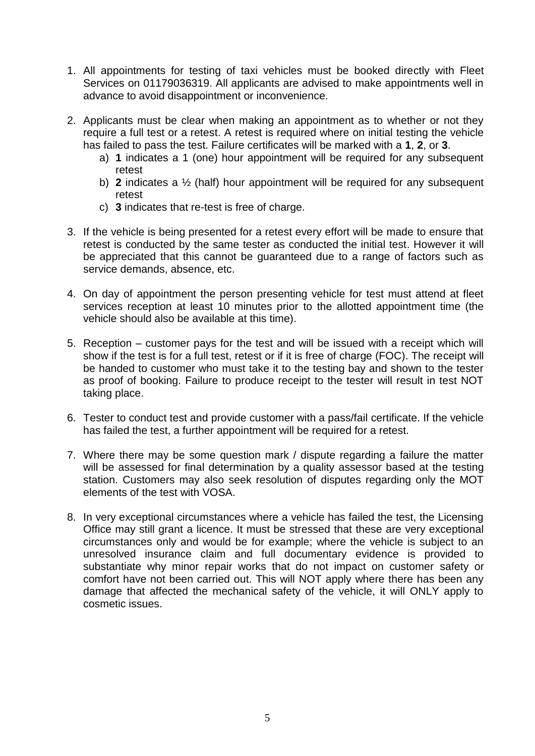1. All appointments for testing of taxi vehicles must be booked directly with Fleet Services on 01179036319. All applicants are advised to make appointments well in advance to avoid disappointment or inconvenience.

2. Applicants must be clear when making an appointment as to whether or not they require a full test or a retest. A retest is required where on initial testing the vehicle has failed to pass the test. Failure certificates will be marked with a **1**, **2**, or **3**.
   a) **1** indicates a 1 (one) hour appointment will be required for any subsequent retest
   b) **2** indicates a ½ (half) hour appointment will be required for any subsequent retest
   c) **3** indicates that re-test is free of charge.

3. If the vehicle is being presented for a retest every effort will be made to ensure that retest is conducted by the same tester as conducted the initial test. However it will be appreciated that this cannot be guaranteed due to a range of factors such as service demands, absence, etc.

4. On day of appointment the person presenting vehicle for test must attend at fleet services reception at least 10 minutes prior to the allotted appointment time (the vehicle should also be available at this time).

5. Reception – customer pays for the test and will be issued with a receipt which will show if the test is for a full test, retest or if it is free of charge (FOC). The receipt will be handed to customer who must take it to the testing bay and shown to the tester as proof of booking. Failure to produce receipt to the tester will result in test NOT taking place.

6. Tester to conduct test and provide customer with a pass/fail certificate. If the vehicle has failed the test, a further appointment will be required for a retest.

7. Where there may be some question mark / dispute regarding a failure the matter will be assessed for final determination by a quality assessor based at the testing station. Customers may also seek resolution of disputes regarding only the MOT elements of the test with VOSA.

8. In very exceptional circumstances where a vehicle has failed the test, the Licensing Office may still grant a licence. It must be stressed that these are very exceptional circumstances only and would be for example; where the vehicle is subject to an unresolved insurance claim and full documentary evidence is provided to substantiate why minor repair works that do not impact on customer safety or comfort have not been carried out. This will NOT apply where there has been any damage that affected the mechanical safety of the vehicle, it will ONLY apply to cosmetic issues.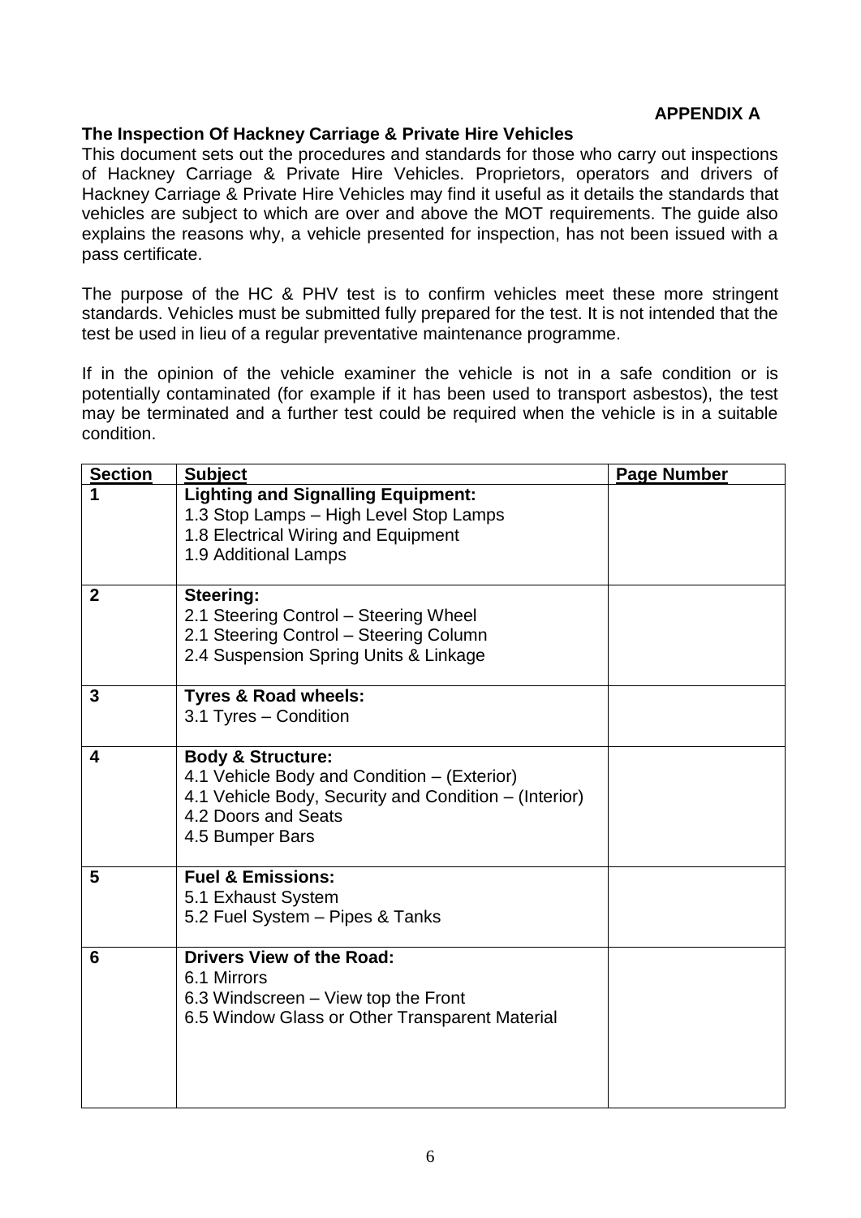**APPENDIX A**

## The Inspection Of Hackney Carriage & Private Hire Vehicles

This document sets out the procedures and standards for those who carry out inspections of Hackney Carriage & Private Hire Vehicles. Proprietors, operators and drivers of Hackney Carriage & Private Hire Vehicles may find it useful as it details the standards that vehicles are subject to which are over and above the MOT requirements. The guide also explains the reasons why, a vehicle presented for inspection, has not been issued with a pass certificate.

The purpose of the HC & PHV test is to confirm vehicles meet these more stringent standards. Vehicles must be submitted fully prepared for the test. It is not intended that the test be used in lieu of a regular preventative maintenance programme.

If in the opinion of the vehicle examiner the vehicle is not in a safe condition or is potentially contaminated (for example if it has been used to transport asbestos), the test may be terminated and a further test could be required when the vehicle is in a suitable condition.

| Section | Subject | Page Number |
|---|---|---|
| **1** | **Lighting and Signalling Equipment:**<br>1.3 Stop Lamps – High Level Stop Lamps<br>1.8 Electrical Wiring and Equipment<br>1.9 Additional Lamps | |
| **2** | **Steering:**<br>2.1 Steering Control – Steering Wheel<br>2.1 Steering Control – Steering Column<br>2.4 Suspension Spring Units & Linkage | |
| **3** | **Tyres & Road wheels:**<br>3.1 Tyres – Condition | |
| **4** | **Body & Structure:**<br>4.1 Vehicle Body and Condition – (Exterior)<br>4.1 Vehicle Body, Security and Condition – (Interior)<br>4.2 Doors and Seats<br>4.5 Bumper Bars | |
| **5** | **Fuel & Emissions:**<br>5.1 Exhaust System<br>5.2 Fuel System – Pipes & Tanks | |
| **6** | **Drivers View of the Road:**<br>6.1 Mirrors<br>6.3 Windscreen – View top the Front<br>6.5 Window Glass or Other Transparent Material | |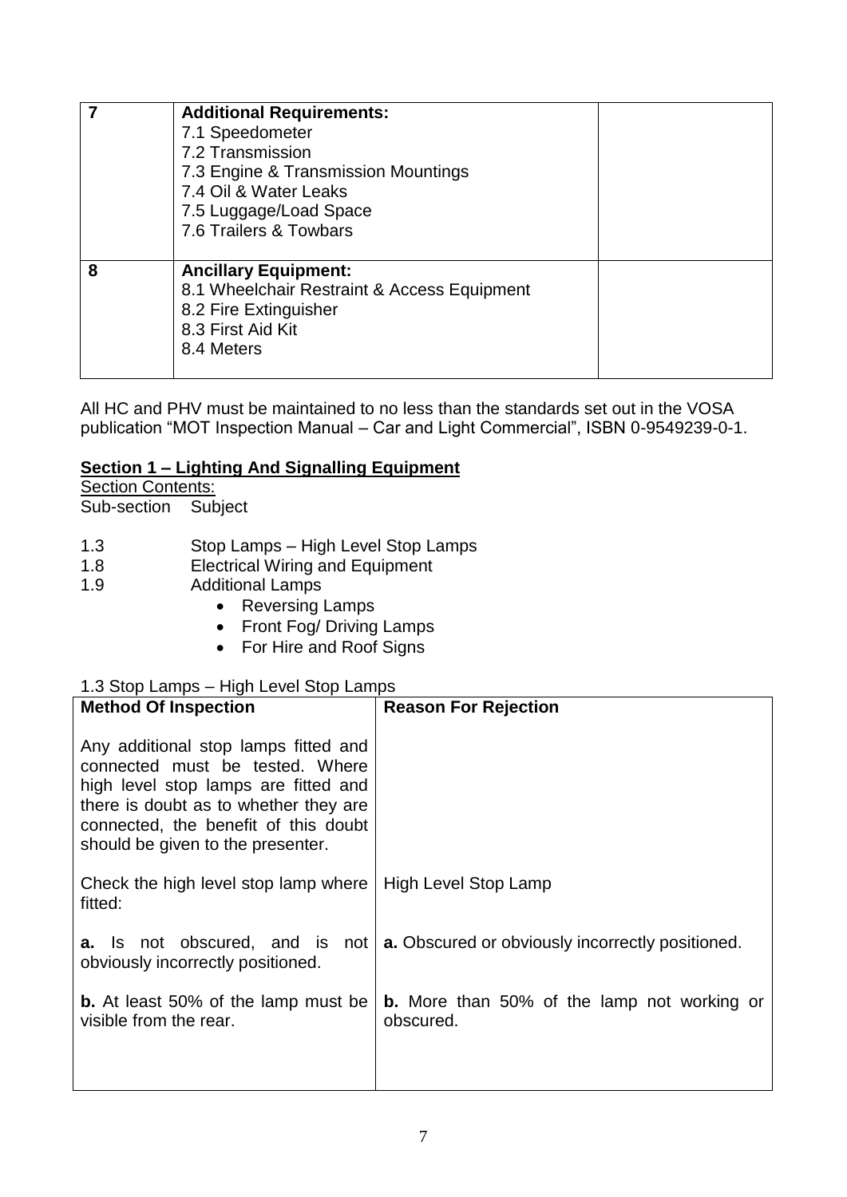| 7 | **Additional Requirements:**<br>7.1 Speedometer<br>7.2 Transmission<br>7.3 Engine & Transmission Mountings<br>7.4 Oil & Water Leaks<br>7.5 Luggage/Load Space<br>7.6 Trailers & Towbars | |
|---|---|---|
| **8** | **Ancillary Equipment:**<br>8.1 Wheelchair Restraint & Access Equipment<br>8.2 Fire Extinguisher<br>8.3 First Aid Kit<br>8.4 Meters | |

All HC and PHV must be maintained to no less than the standards set out in the VOSA publication "MOT Inspection Manual – Car and Light Commercial", ISBN 0-9549239-0-1.

## Section 1 – Lighting And Signalling Equipment

Section Contents:

Sub-section Subject

- 1.3 Stop Lamps – High Level Stop Lamps
- 1.8 Electrical Wiring and Equipment
- 1.9 Additional Lamps
  - Reversing Lamps
  - Front Fog/ Driving Lamps
  - For Hire and Roof Signs

1.3 Stop Lamps – High Level Stop Lamps

| Method Of Inspection | Reason For Rejection |
|---|---|
| Any additional stop lamps fitted and connected must be tested. Where high level stop lamps are fitted and there is doubt as to whether they are connected, the benefit of this doubt should be given to the presenter. | |
| Check the high level stop lamp where fitted: | High Level Stop Lamp |
| **a.** Is not obscured, and is not obviously incorrectly positioned. | **a.** Obscured or obviously incorrectly positioned. |
| **b.** At least 50% of the lamp must be visible from the rear. | **b.** More than 50% of the lamp not working or obscured. |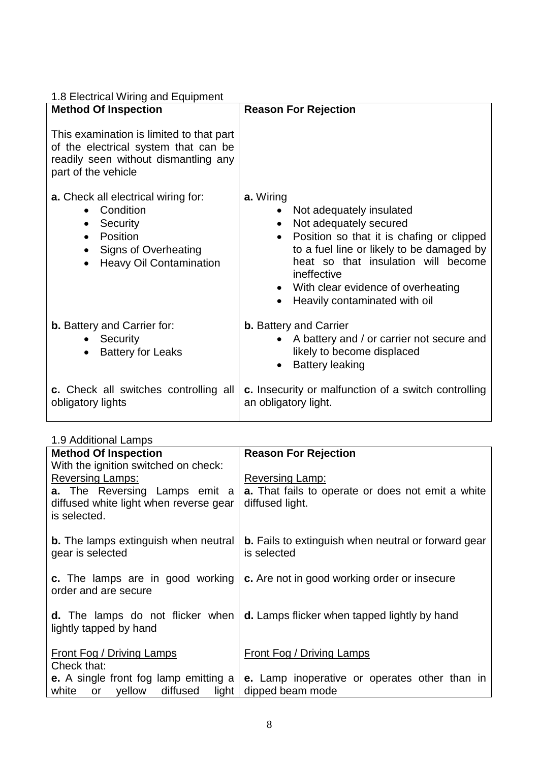1.8 Electrical Wiring and Equipment

| Method Of Inspection | Reason For Rejection |
| --- | --- |
| This examination is limited to that part of the electrical system that can be readily seen without dismantling any part of the vehicle | |
| **a.** Check all electrical wiring for: <br>• Condition <br>• Security <br>• Position <br>• Signs of Overheating <br>• Heavy Oil Contamination | **a.** Wiring <br>• Not adequately insulated <br>• Not adequately secured <br>• Position so that it is chafing or clipped to a fuel line or likely to be damaged by heat so that insulation will become ineffective <br>• With clear evidence of overheating <br>• Heavily contaminated with oil |
| **b.** Battery and Carrier for: <br>• Security <br>• Battery for Leaks | **b.** Battery and Carrier <br>• A battery and / or carrier not secure and likely to become displaced <br>• Battery leaking |
| **c.** Check all switches controlling all obligatory lights | **c.** Insecurity or malfunction of a switch controlling an obligatory light. |

1.9 Additional Lamps

| Method Of Inspection | Reason For Rejection |
| --- | --- |
| With the ignition switched on check: | |
| <u>Reversing Lamps:</u> | <u>Reversing Lamp:</u> |
| **a.** The Reversing Lamps emit a diffused white light when reverse gear is selected. | **a.** That fails to operate or does not emit a white diffused light. |
| **b.** The lamps extinguish when neutral gear is selected | **b.** Fails to extinguish when neutral or forward gear is selected |
| **c.** The lamps are in good working order and are secure | **c.** Are not in good working order or insecure |
| **d.** The lamps do not flicker when lightly tapped by hand | **d.** Lamps flicker when tapped lightly by hand |
| <u>Front Fog / Driving Lamps</u> <br>Check that: | <u>Front Fog / Driving Lamps</u> |
| **e.** A single front fog lamp emitting a white or yellow diffused light | **e.** Lamp inoperative or operates other than in dipped beam mode |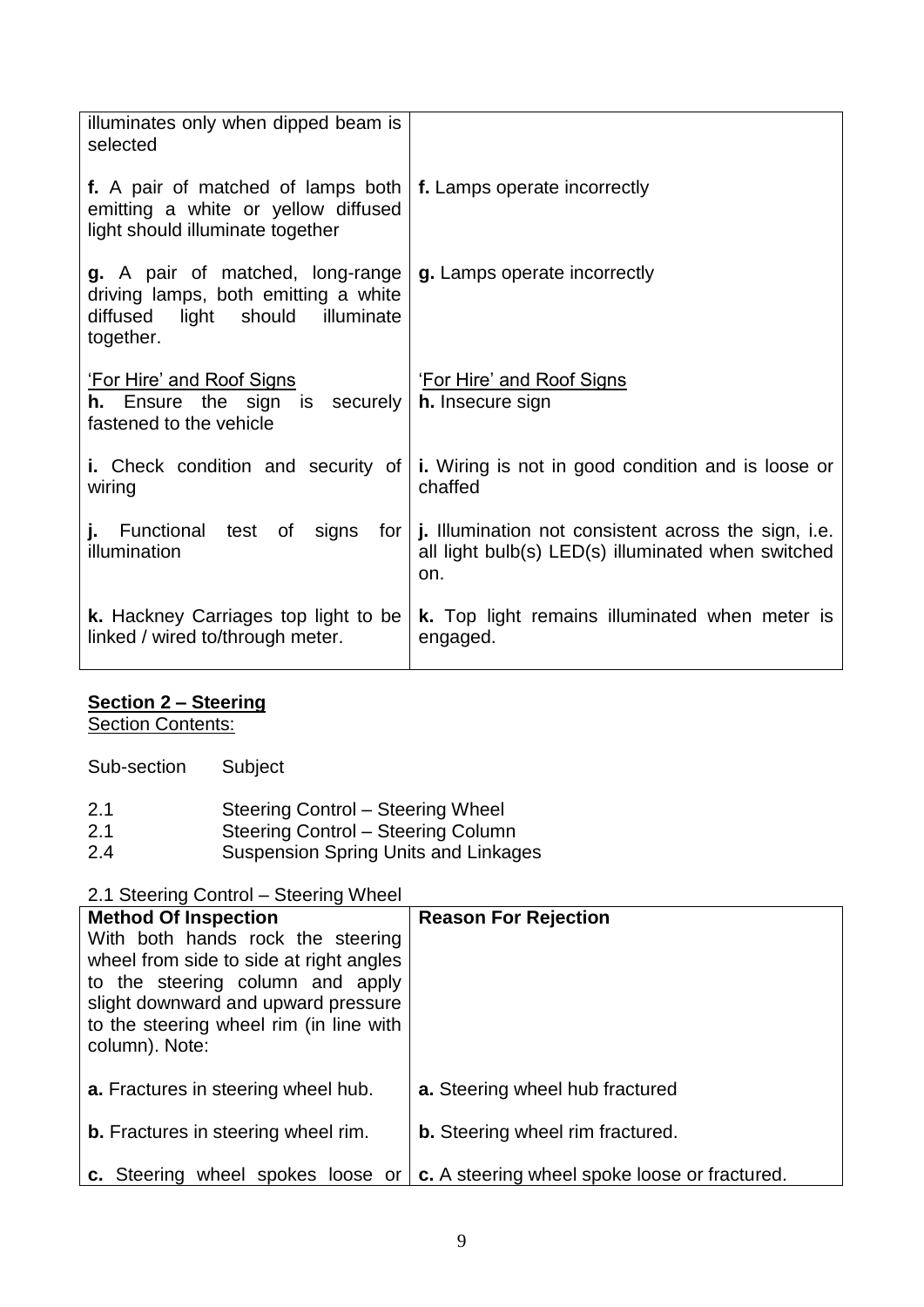| | |
|---|---|
| illuminates only when dipped beam is selected | |
| **f.** A pair of matched of lamps both emitting a white or yellow diffused light should illuminate together | **f.** Lamps operate incorrectly |
| **g.** A pair of matched, long-range driving lamps, both emitting a white diffused light should illuminate together. | **g.** Lamps operate incorrectly |
| <u>'For Hire' and Roof Signs</u> **h.** Ensure the sign is securely fastened to the vehicle | <u>'For Hire' and Roof Signs</u> **h.** Insecure sign |
| **i.** Check condition and security of wiring | **i.** Wiring is not in good condition and is loose or chaffed |
| **j.** Functional test of signs for illumination | **j.** Illumination not consistent across the sign, i.e. all light bulb(s) LED(s) illuminated when switched on. |
| **k.** Hackney Carriages top light to be linked / wired to/through meter. | **k.** Top light remains illuminated when meter is engaged. |

## Section 2 – Steering

Section Contents:

| Sub-section | Subject |
|---|---|
| 2.1 | Steering Control – Steering Wheel |
| 2.1 | Steering Control – Steering Column |
| 2.4 | Suspension Spring Units and Linkages |

2.1 Steering Control – Steering Wheel

| **Method Of Inspection** | **Reason For Rejection** |
|---|---|
| With both hands rock the steering wheel from side to side at right angles to the steering column and apply slight downward and upward pressure to the steering wheel rim (in line with column). Note: | |
| **a.** Fractures in steering wheel hub. | **a.** Steering wheel hub fractured |
| **b.** Fractures in steering wheel rim. | **b.** Steering wheel rim fractured. |
| **c.** Steering wheel spokes loose or | **c.** A steering wheel spoke loose or fractured. |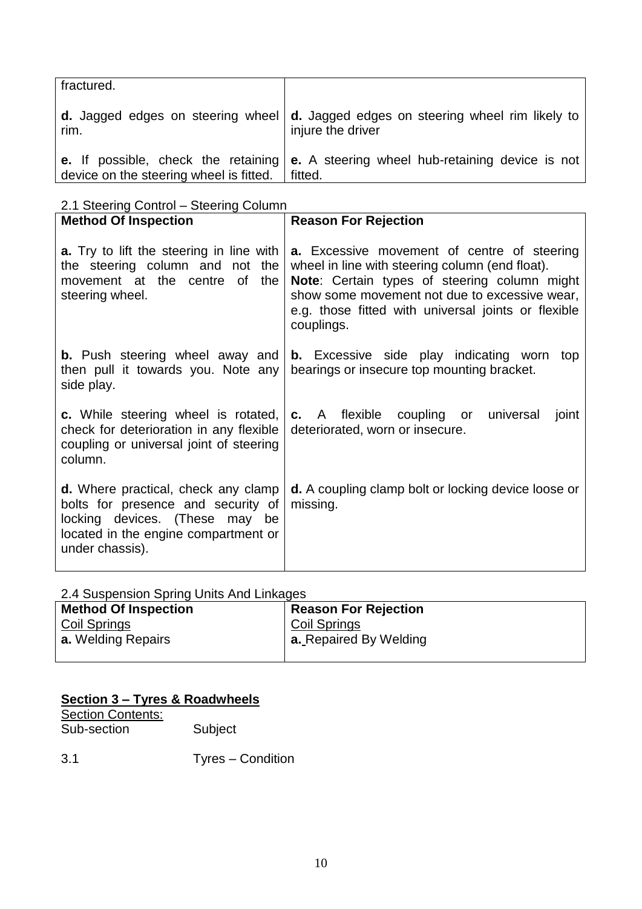| | |
|---|---|
| fractured. | |
| **d.** Jagged edges on steering wheel rim. | **d.** Jagged edges on steering wheel rim likely to injure the driver |
| **e.** If possible, check the retaining device on the steering wheel is fitted. | **e.** A steering wheel hub-retaining device is not fitted. |

2.1 Steering Control – Steering Column

| Method Of Inspection | Reason For Rejection |
|---|---|
| **a.** Try to lift the steering in line with the steering column and not the movement at the centre of the steering wheel. | **a.** Excessive movement of centre of steering wheel in line with steering column (end float). **Note**: Certain types of steering column might show some movement not due to excessive wear, e.g. those fitted with universal joints or flexible couplings. |
| **b.** Push steering wheel away and then pull it towards you. Note any side play. | **b.** Excessive side play indicating worn top bearings or insecure top mounting bracket. |
| **c.** While steering wheel is rotated, check for deterioration in any flexible coupling or universal joint of steering column. | **c.** A flexible coupling or universal joint deteriorated, worn or insecure. |
| **d.** Where practical, check any clamp bolts for presence and security of locking devices. (These may be located in the engine compartment or under chassis). | **d.** A coupling clamp bolt or locking device loose or missing. |

2.4 Suspension Spring Units And Linkages

| Method Of Inspection | Reason For Rejection |
|---|---|
| <u>Coil Springs</u><br>**a.** Welding Repairs | <u>Coil Springs</u><br>**a.** Repaired By Welding |

## Section 3 – Tyres & Roadwheels

<u>Section Contents:</u>

| Sub-section | Subject |
|---|---|
| 3.1 | Tyres – Condition |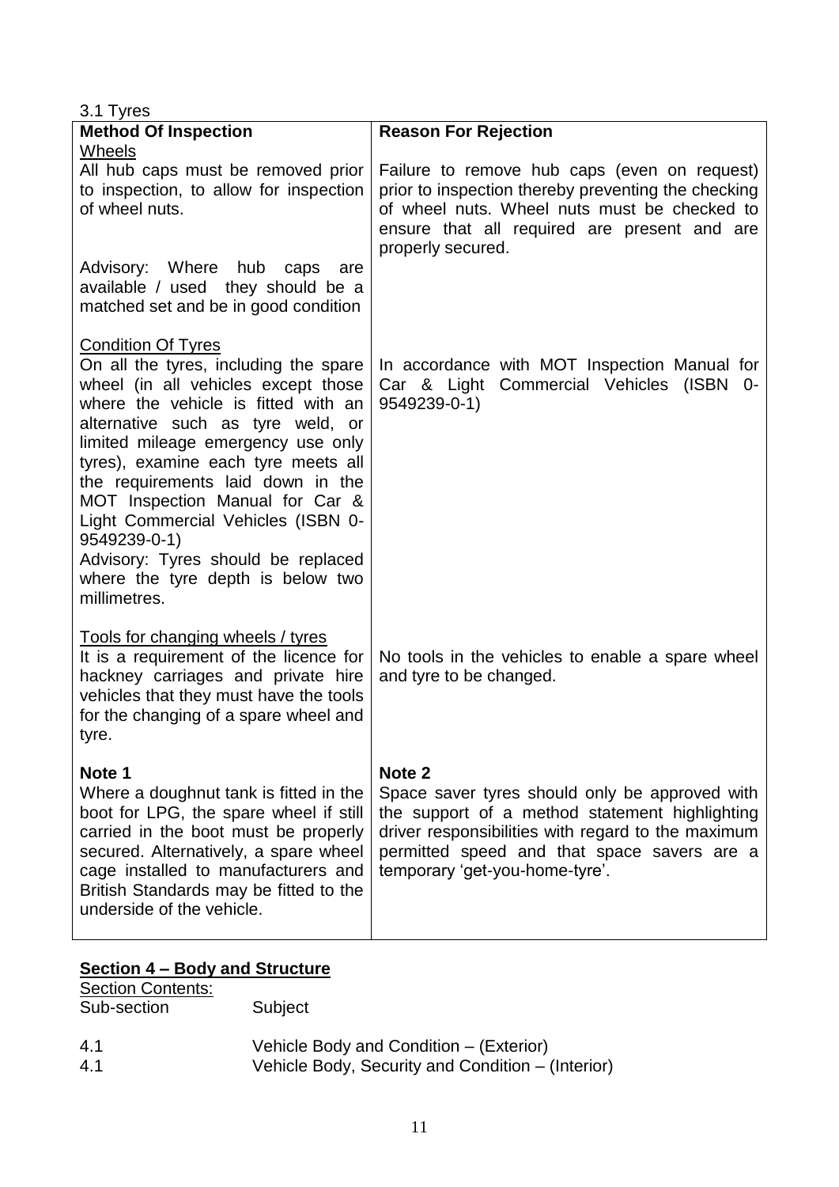3.1 Tyres

| Method Of Inspection | Reason For Rejection |
| --- | --- |
| <u>Wheels</u><br>All hub caps must be removed prior to inspection, to allow for inspection of wheel nuts.<br><br>Advisory: Where hub caps are available / used they should be a matched set and be in good condition | Failure to remove hub caps (even on request) prior to inspection thereby preventing the checking of wheel nuts. Wheel nuts must be checked to ensure that all required are present and are properly secured. |
| <u>Condition Of Tyres</u><br>On all the tyres, including the spare wheel (in all vehicles except those where the vehicle is fitted with an alternative such as tyre weld, or limited mileage emergency use only tyres), examine each tyre meets all the requirements laid down in the MOT Inspection Manual for Car & Light Commercial Vehicles (ISBN 0-9549239-0-1)<br>Advisory: Tyres should be replaced where the tyre depth is below two millimetres. | In accordance with MOT Inspection Manual for Car & Light Commercial Vehicles (ISBN 0-9549239-0-1) |
| <u>Tools for changing wheels / tyres</u><br>It is a requirement of the licence for hackney carriages and private hire vehicles that they must have the tools for the changing of a spare wheel and tyre. | No tools in the vehicles to enable a spare wheel and tyre to be changed. |
| **Note 1**<br>Where a doughnut tank is fitted in the boot for LPG, the spare wheel if still carried in the boot must be properly secured. Alternatively, a spare wheel cage installed to manufacturers and British Standards may be fitted to the underside of the vehicle. | **Note 2**<br>Space saver tyres should only be approved with the support of a method statement highlighting driver responsibilities with regard to the maximum permitted speed and that space savers are a temporary 'get-you-home-tyre'. |

## Section 4 – Body and Structure

<u>Section Contents:</u>

| Sub-section | Subject |
| --- | --- |
| 4.1 | Vehicle Body and Condition – (Exterior) |
| 4.1 | Vehicle Body, Security and Condition – (Interior) |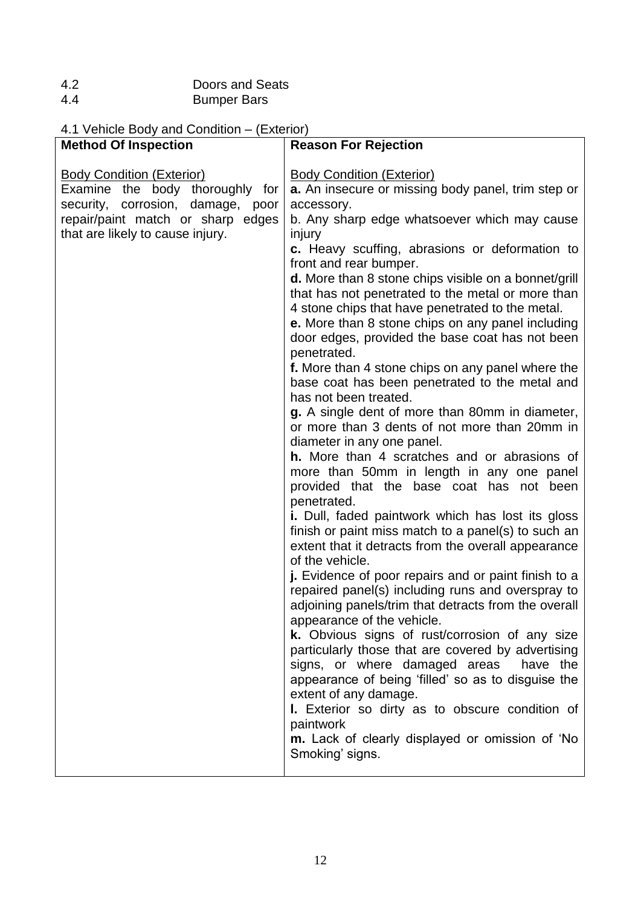4.2 Doors and Seats
4.4 Bumper Bars

4.1 Vehicle Body and Condition – (Exterior)

| **Method Of Inspection** | **Reason For Rejection** |
|---|---|
| Body Condition (Exterior)<br>Examine the body thoroughly for security, corrosion, damage, poor repair/paint match or sharp edges that are likely to cause injury. | Body Condition (Exterior)<br>**a.** An insecure or missing body panel, trim step or accessory.<br>b. Any sharp edge whatsoever which may cause injury<br>**c.** Heavy scuffing, abrasions or deformation to front and rear bumper.<br>**d.** More than 8 stone chips visible on a bonnet/grill that has not penetrated to the metal or more than 4 stone chips that have penetrated to the metal.<br>**e.** More than 8 stone chips on any panel including door edges, provided the base coat has not been penetrated.<br>**f.** More than 4 stone chips on any panel where the base coat has been penetrated to the metal and has not been treated.<br>**g.** A single dent of more than 80mm in diameter, or more than 3 dents of not more than 20mm in diameter in any one panel.<br>**h.** More than 4 scratches and or abrasions of more than 50mm in length in any one panel provided that the base coat has not been penetrated.<br>**i.** Dull, faded paintwork which has lost its gloss finish or paint miss match to a panel(s) to such an extent that it detracts from the overall appearance of the vehicle.<br>**j.** Evidence of poor repairs and or paint finish to a repaired panel(s) including runs and overspray to adjoining panels/trim that detracts from the overall appearance of the vehicle.<br>**k.** Obvious signs of rust/corrosion of any size particularly those that are covered by advertising signs, or where damaged areas have the appearance of being 'filled' so as to disguise the extent of any damage.<br>**l.** Exterior so dirty as to obscure condition of paintwork<br>**m.** Lack of clearly displayed or omission of 'No Smoking' signs. |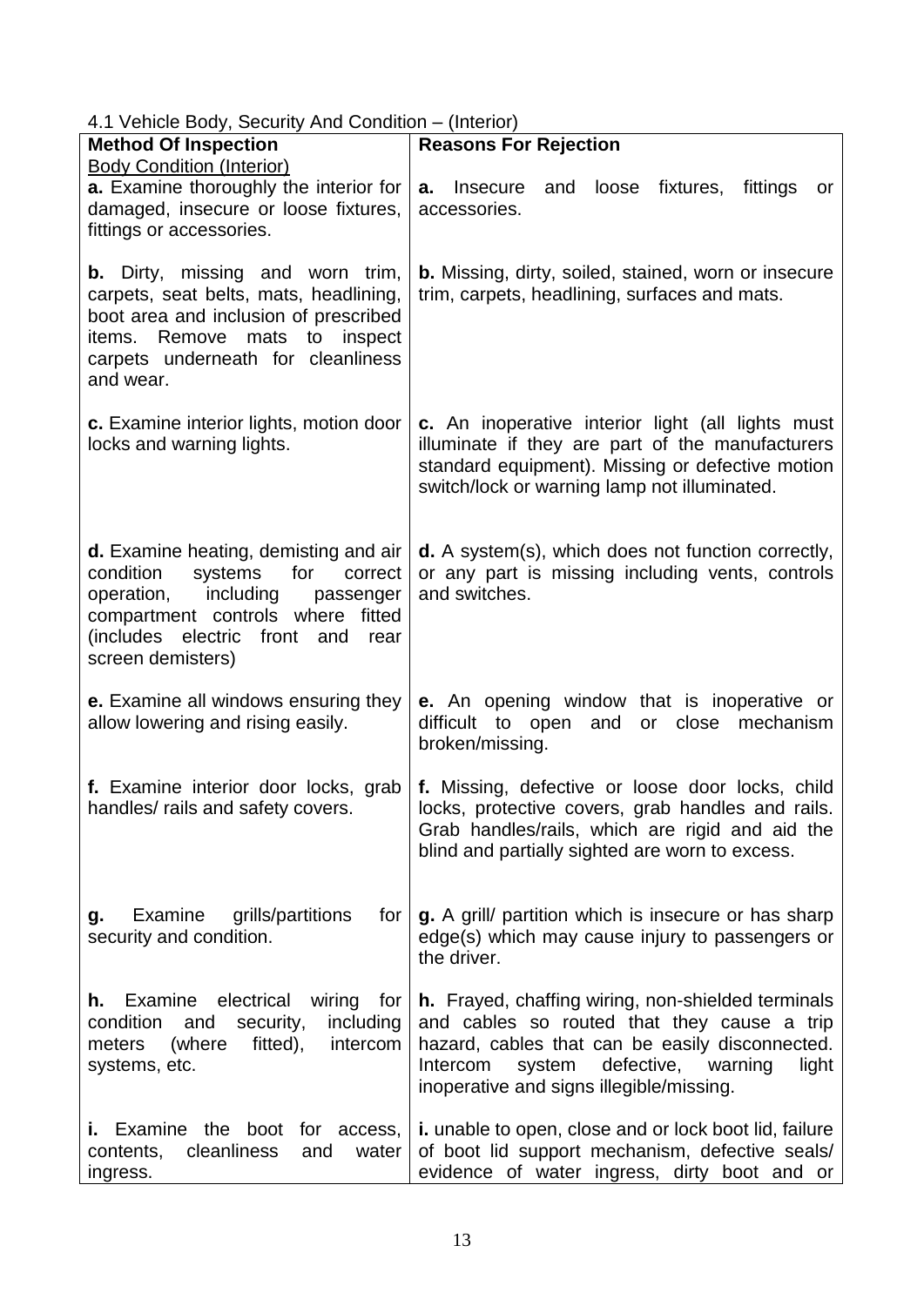4.1 Vehicle Body, Security And Condition – (Interior)

| **Method Of Inspection** | **Reasons For Rejection** |
|---|---|
| <u>Body Condition (Interior)</u><br>**a.** Examine thoroughly the interior for damaged, insecure or loose fixtures, fittings or accessories. | **a.** Insecure and loose fixtures, fittings or accessories. |
| **b.** Dirty, missing and worn trim, carpets, seat belts, mats, headlining, boot area and inclusion of prescribed items. Remove mats to inspect carpets underneath for cleanliness and wear. | **b.** Missing, dirty, soiled, stained, worn or insecure trim, carpets, headlining, surfaces and mats. |
| **c.** Examine interior lights, motion door locks and warning lights. | **c.** An inoperative interior light (all lights must illuminate if they are part of the manufacturers standard equipment). Missing or defective motion switch/lock or warning lamp not illuminated. |
| **d.** Examine heating, demisting and air condition systems for correct operation, including passenger compartment controls where fitted (includes electric front and rear screen demisters) | **d.** A system(s), which does not function correctly, or any part is missing including vents, controls and switches. |
| **e.** Examine all windows ensuring they allow lowering and rising easily. | **e.** An opening window that is inoperative or difficult to open and or close mechanism broken/missing. |
| **f.** Examine interior door locks, grab handles/ rails and safety covers. | **f.** Missing, defective or loose door locks, child locks, protective covers, grab handles and rails. Grab handles/rails, which are rigid and aid the blind and partially sighted are worn to excess. |
| **g.** Examine grills/partitions for security and condition. | **g.** A grill/ partition which is insecure or has sharp edge(s) which may cause injury to passengers or the driver. |
| **h.** Examine electrical wiring for condition and security, including meters (where fitted), intercom systems, etc. | **h.** Frayed, chaffing wiring, non-shielded terminals and cables so routed that they cause a trip hazard, cables that can be easily disconnected. Intercom system defective, warning light inoperative and signs illegible/missing. |
| **i.** Examine the boot for access, contents, cleanliness and water ingress. | **i.** unable to open, close and or lock boot lid, failure of boot lid support mechanism, defective seals/ evidence of water ingress, dirty boot and or |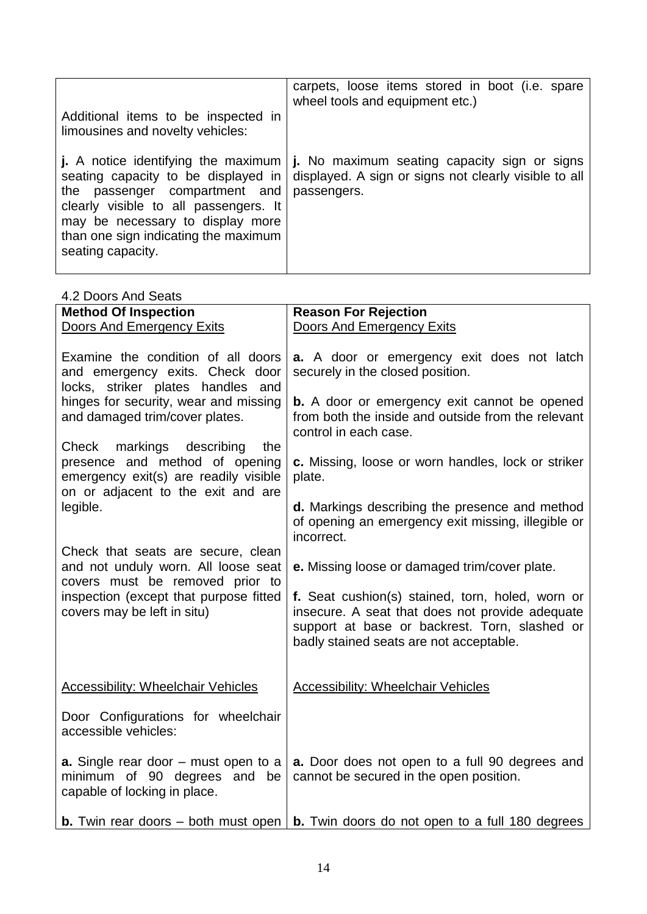| | |
|---|---|
| | carpets, loose items stored in boot (i.e. spare wheel tools and equipment etc.) |
| Additional items to be inspected in limousines and novelty vehicles:<br><br>**j.** A notice identifying the maximum seating capacity to be displayed in the passenger compartment and clearly visible to all passengers. It may be necessary to display more than one sign indicating the maximum seating capacity. | **j.** No maximum seating capacity sign or signs displayed. A sign or signs not clearly visible to all passengers. |

4.2 Doors And Seats

| **Method Of Inspection** | **Reason For Rejection** |
|---|---|
| Doors And Emergency Exits | Doors And Emergency Exits |
| Examine the condition of all doors and emergency exits. Check door locks, striker plates handles and hinges for security, wear and missing and damaged trim/cover plates.<br><br>Check markings describing the presence and method of opening emergency exit(s) are readily visible on or adjacent to the exit and are legible.<br><br>Check that seats are secure, clean and not unduly worn. All loose seat covers must be removed prior to inspection (except that purpose fitted covers may be left in situ) | **a.** A door or emergency exit does not latch securely in the closed position.<br><br>**b.** A door or emergency exit cannot be opened from both the inside and outside from the relevant control in each case.<br><br>**c.** Missing, loose or worn handles, lock or striker plate.<br><br>**d.** Markings describing the presence and method of opening an emergency exit missing, illegible or incorrect.<br><br>**e.** Missing loose or damaged trim/cover plate.<br><br>**f.** Seat cushion(s) stained, torn, holed, worn or insecure. A seat that does not provide adequate support at base or backrest. Torn, slashed or badly stained seats are not acceptable. |
| Accessibility: Wheelchair Vehicles<br><br>Door Configurations for wheelchair accessible vehicles: | Accessibility: Wheelchair Vehicles |
| **a.** Single rear door – must open to a minimum of 90 degrees and be capable of locking in place. | **a.** Door does not open to a full 90 degrees and cannot be secured in the open position. |
| **b.** Twin rear doors – both must open | **b.** Twin doors do not open to a full 180 degrees |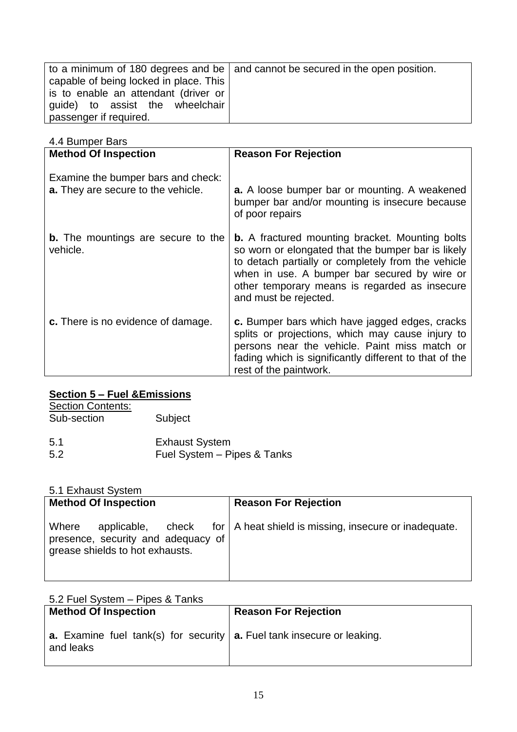| | |
|---|---|
| to a minimum of 180 degrees and be capable of being locked in place. This is to enable an attendant (driver or guide) to assist the wheelchair passenger if required. | and cannot be secured in the open position. |

4.4 Bumper Bars

| Method Of Inspection | Reason For Rejection |
|---|---|
| Examine the bumper bars and check:<br>**a.** They are secure to the vehicle. | **a.** A loose bumper bar or mounting. A weakened bumper bar and/or mounting is insecure because of poor repairs |
| **b.** The mountings are secure to the vehicle. | **b.** A fractured mounting bracket. Mounting bolts so worn or elongated that the bumper bar is likely to detach partially or completely from the vehicle when in use. A bumper bar secured by wire or other temporary means is regarded as insecure and must be rejected. |
| **c.** There is no evidence of damage. | **c.** Bumper bars which have jagged edges, cracks splits or projections, which may cause injury to persons near the vehicle. Paint miss match or fading which is significantly different to that of the rest of the paintwork. |

## Section 5 – Fuel &Emissions

Section Contents:

| Sub-section | Subject |
|---|---|
| 5.1 | Exhaust System |
| 5.2 | Fuel System – Pipes & Tanks |

5.1 Exhaust System

| Method Of Inspection | Reason For Rejection |
|---|---|
| Where applicable, check for presence, security and adequacy of grease shields to hot exhausts. | A heat shield is missing, insecure or inadequate. |

5.2 Fuel System – Pipes & Tanks

| Method Of Inspection | Reason For Rejection |
|---|---|
| **a.** Examine fuel tank(s) for security and leaks | **a.** Fuel tank insecure or leaking. |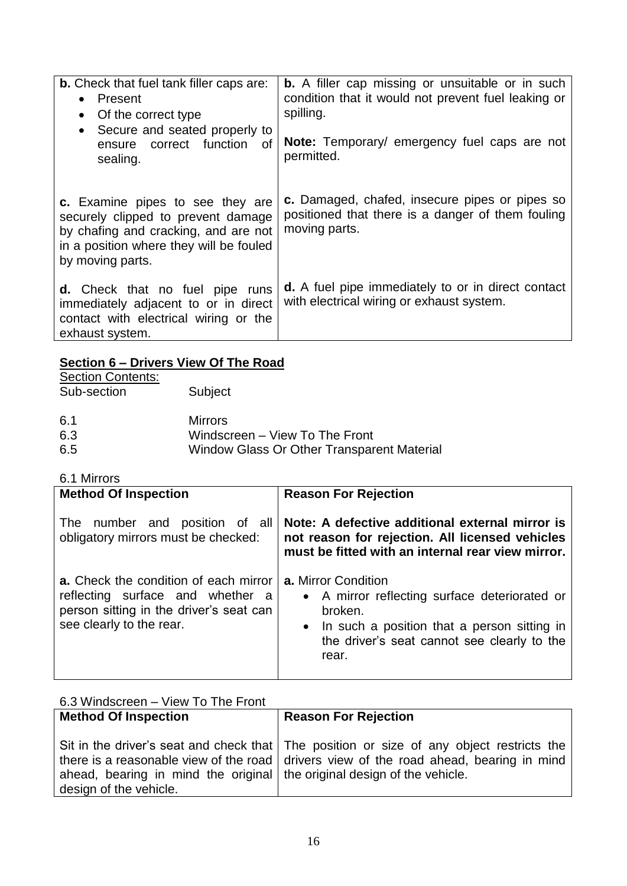| | |
|---|---|
| **b.** Check that fuel tank filler caps are:<br>• Present<br>• Of the correct type<br>• Secure and seated properly to ensure correct function of sealing. | **b.** A filler cap missing or unsuitable or in such condition that it would not prevent fuel leaking or spilling.<br><br>**Note:** Temporary/ emergency fuel caps are not permitted. |
| **c.** Examine pipes to see they are securely clipped to prevent damage by chafing and cracking, and are not in a position where they will be fouled by moving parts. | **c.** Damaged, chafed, insecure pipes or pipes so positioned that there is a danger of them fouling moving parts. |
| **d.** Check that no fuel pipe runs immediately adjacent to or in direct contact with electrical wiring or the exhaust system. | **d.** A fuel pipe immediately to or in direct contact with electrical wiring or exhaust system. |

## Section 6 – Drivers View Of The Road

Section Contents:

| Sub-section | Subject |
|---|---|
| 6.1 | Mirrors |
| 6.3 | Windscreen – View To The Front |
| 6.5 | Window Glass Or Other Transparent Material |

6.1 Mirrors

| Method Of Inspection | Reason For Rejection |
|---|---|
| The number and position of all obligatory mirrors must be checked: | **Note: A defective additional external mirror is not reason for rejection. All licensed vehicles must be fitted with an internal rear view mirror.** |
| **a.** Check the condition of each mirror reflecting surface and whether a person sitting in the driver's seat can see clearly to the rear. | **a.** Mirror Condition<br>• A mirror reflecting surface deteriorated or broken.<br>• In such a position that a person sitting in the driver's seat cannot see clearly to the rear. |

6.3 Windscreen – View To The Front

| Method Of Inspection | Reason For Rejection |
|---|---|
| Sit in the driver's seat and check that there is a reasonable view of the road ahead, bearing in mind the original design of the vehicle. | The position or size of any object restricts the drivers view of the road ahead, bearing in mind the original design of the vehicle. |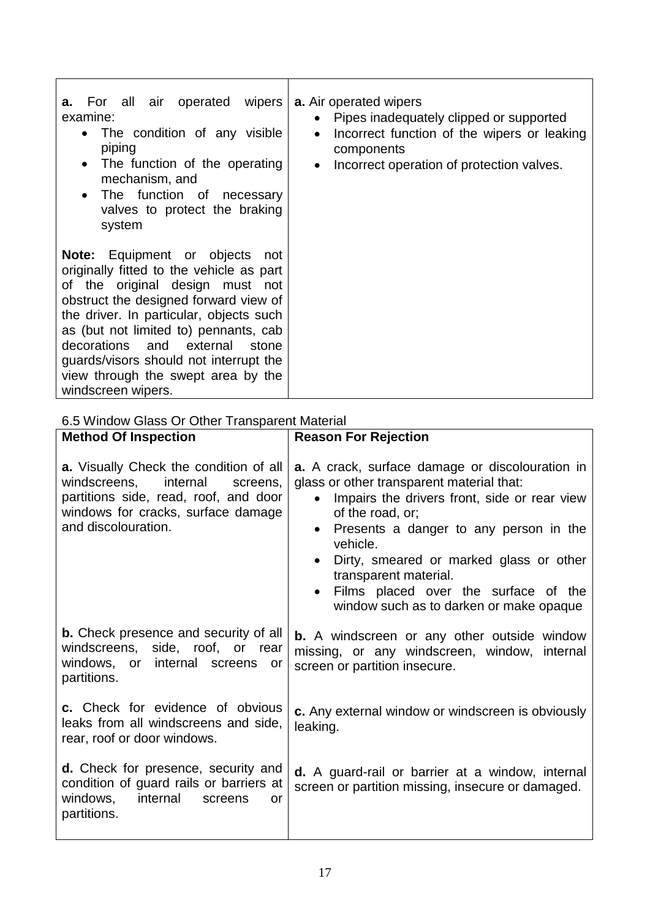| | |
|---|---|
| **a.** For all air operated wipers examine:<br>• The condition of any visible piping<br>• The function of the operating mechanism, and<br>• The function of necessary valves to protect the braking system<br><br>**Note:** Equipment or objects not originally fitted to the vehicle as part of the original design must not obstruct the designed forward view of the driver. In particular, objects such as (but not limited to) pennants, cab decorations and external stone guards/visors should not interrupt the view through the swept area by the windscreen wipers. | **a.** Air operated wipers<br>• Pipes inadequately clipped or supported<br>• Incorrect function of the wipers or leaking components<br>• Incorrect operation of protection valves. |

6.5 Window Glass Or Other Transparent Material

| **Method Of Inspection** | **Reason For Rejection** |
|---|---|
| **a.** Visually Check the condition of all windscreens, internal screens, partitions side, read, roof, and door windows for cracks, surface damage and discolouration. | **a.** A crack, surface damage or discolouration in glass or other transparent material that:<br>• Impairs the drivers front, side or rear view of the road, or;<br>• Presents a danger to any person in the vehicle.<br>• Dirty, smeared or marked glass or other transparent material.<br>• Films placed over the surface of the window such as to darken or make opaque |
| **b.** Check presence and security of all windscreens, side, roof, or rear windows, or internal screens or partitions. | **b.** A windscreen or any other outside window missing, or any windscreen, window, internal screen or partition insecure. |
| **c.** Check for evidence of obvious leaks from all windscreens and side, rear, roof or door windows. | **c.** Any external window or windscreen is obviously leaking. |
| **d.** Check for presence, security and condition of guard rails or barriers at windows, internal screens or partitions. | **d.** A guard-rail or barrier at a window, internal screen or partition missing, insecure or damaged. |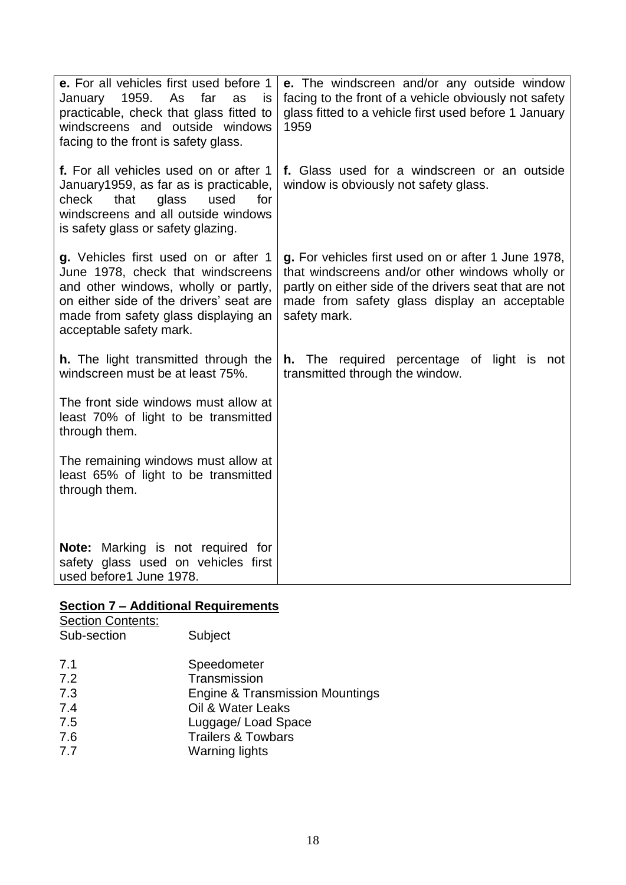| | |
|---|---|
| **e.** For all vehicles first used before 1 January 1959. As far as is practicable, check that glass fitted to windscreens and outside windows facing to the front is safety glass. | **e.** The windscreen and/or any outside window facing to the front of a vehicle obviously not safety glass fitted to a vehicle first used before 1 January 1959 |
| **f.** For all vehicles used on or after 1 January1959, as far as is practicable, check that glass used for windscreens and all outside windows is safety glass or safety glazing. | **f.** Glass used for a windscreen or an outside window is obviously not safety glass. |
| **g.** Vehicles first used on or after 1 June 1978, check that windscreens and other windows, wholly or partly, on either side of the drivers' seat are made from safety glass displaying an acceptable safety mark. | **g.** For vehicles first used on or after 1 June 1978, that windscreens and/or other windows wholly or partly on either side of the drivers seat that are not made from safety glass display an acceptable safety mark. |
| **h.** The light transmitted through the windscreen must be at least 75%.<br><br>The front side windows must allow at least 70% of light to be transmitted through them.<br><br>The remaining windows must allow at least 65% of light to be transmitted through them.<br><br>**Note:** Marking is not required for safety glass used on vehicles first used before1 June 1978. | **h.** The required percentage of light is not transmitted through the window. |

## Section 7 – Additional Requirements

Section Contents:

| Sub-section | Subject |
|---|---|
| 7.1 | Speedometer |
| 7.2 | Transmission |
| 7.3 | Engine & Transmission Mountings |
| 7.4 | Oil & Water Leaks |
| 7.5 | Luggage/ Load Space |
| 7.6 | Trailers & Towbars |
| 7.7 | Warning lights |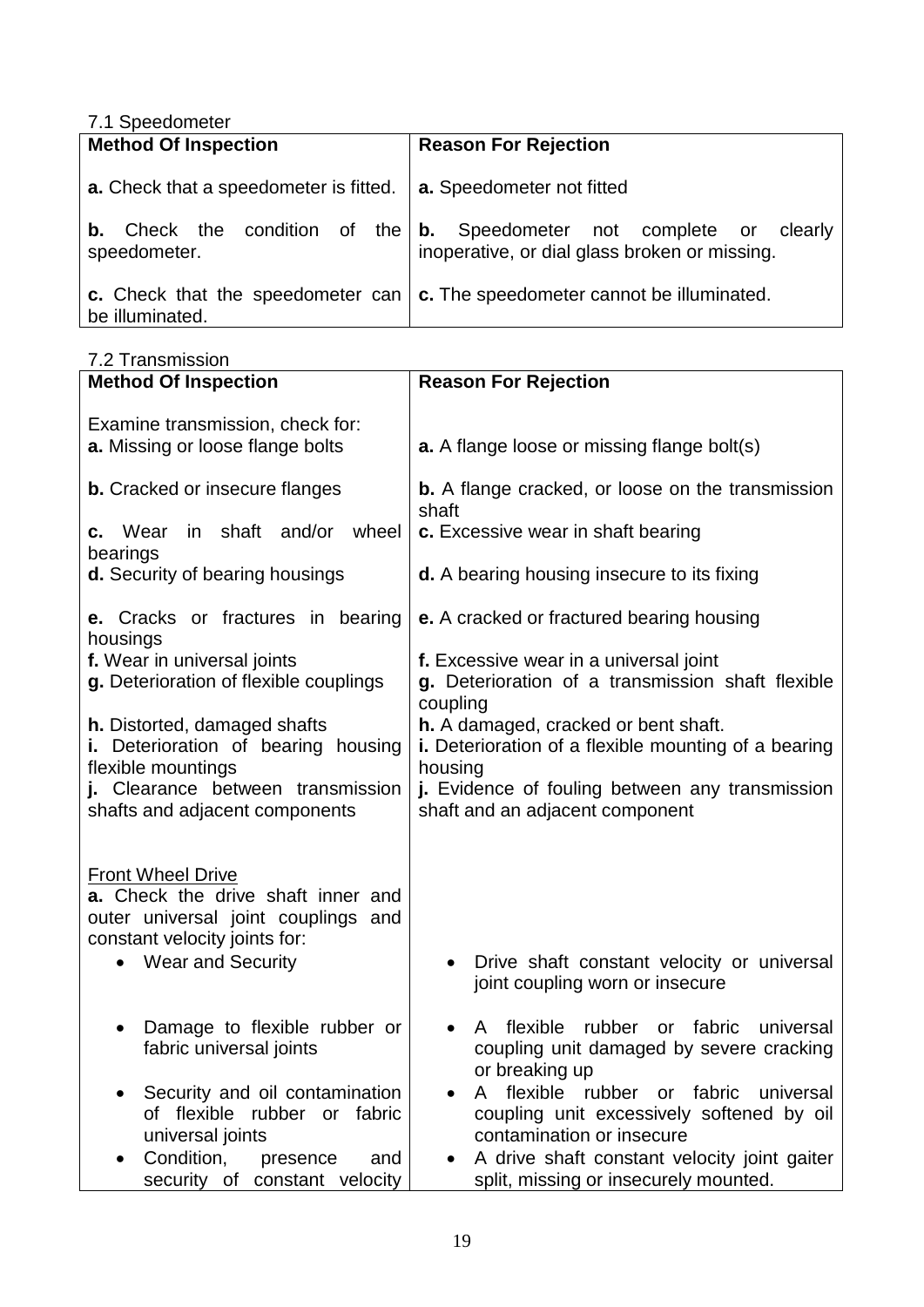7.1 Speedometer

| Method Of Inspection | Reason For Rejection |
|---|---|
| **a.** Check that a speedometer is fitted. | **a.** Speedometer not fitted |
| **b.** Check the condition of the speedometer. | **b.** Speedometer not complete or clearly inoperative, or dial glass broken or missing. |
| **c.** Check that the speedometer can be illuminated. | **c.** The speedometer cannot be illuminated. |

7.2 Transmission

| Method Of Inspection | Reason For Rejection |
|---|---|
| Examine transmission, check for:<br>**a.** Missing or loose flange bolts | **a.** A flange loose or missing flange bolt(s) |
| **b.** Cracked or insecure flanges | **b.** A flange cracked, or loose on the transmission shaft |
| **c.** Wear in shaft and/or wheel bearings | **c.** Excessive wear in shaft bearing |
| **d.** Security of bearing housings | **d.** A bearing housing insecure to its fixing |
| **e.** Cracks or fractures in bearing housings | **e.** A cracked or fractured bearing housing |
| **f.** Wear in universal joints | **f.** Excessive wear in a universal joint |
| **g.** Deterioration of flexible couplings | **g.** Deterioration of a transmission shaft flexible coupling |
| **h.** Distorted, damaged shafts | **h.** A damaged, cracked or bent shaft. |
| **i.** Deterioration of bearing housing flexible mountings | **i.** Deterioration of a flexible mounting of a bearing housing |
| **j.** Clearance between transmission shafts and adjacent components | **j.** Evidence of fouling between any transmission shaft and an adjacent component |
| Front Wheel Drive<br>**a.** Check the drive shaft inner and outer universal joint couplings and constant velocity joints for: | |
| • Wear and Security | • Drive shaft constant velocity or universal joint coupling worn or insecure |
| • Damage to flexible rubber or fabric universal joints | • A flexible rubber or fabric universal coupling unit damaged by severe cracking or breaking up |
| • Security and oil contamination of flexible rubber or fabric universal joints | • A flexible rubber or fabric universal coupling unit excessively softened by oil contamination or insecure |
| • Condition, presence and security of constant velocity | • A drive shaft constant velocity joint gaiter split, missing or insecurely mounted. |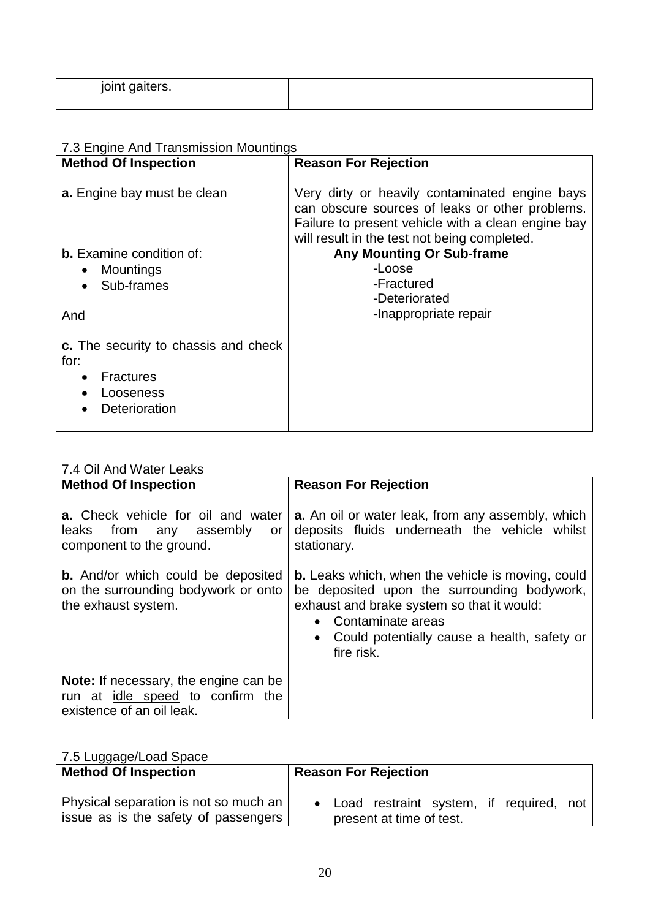| joint gaiters. | |
|---|---|

7.3 Engine And Transmission Mountings

| **Method Of Inspection** | **Reason For Rejection** |
|---|---|
| **a.** Engine bay must be clean | Very dirty or heavily contaminated engine bays can obscure sources of leaks or other problems. Failure to present vehicle with a clean engine bay will result in the test not being completed. |
| **b.** Examine condition of:<br>• Mountings<br>• Sub-frames<br><br>And<br><br>**c.** The security to chassis and check for:<br>• Fractures<br>• Looseness<br>• Deterioration | **Any Mounting Or Sub-frame**<br>-Loose<br>-Fractured<br>-Deteriorated<br>-Inappropriate repair |

7.4 Oil And Water Leaks

| **Method Of Inspection** | **Reason For Rejection** |
|---|---|
| **a.** Check vehicle for oil and water leaks from any assembly or component to the ground. | **a.** An oil or water leak, from any assembly, which deposits fluids underneath the vehicle whilst stationary. |
| **b.** And/or which could be deposited on the surrounding bodywork or onto the exhaust system. | **b.** Leaks which, when the vehicle is moving, could be deposited upon the surrounding bodywork, exhaust and brake system so that it would:<br>• Contaminate areas<br>• Could potentially cause a health, safety or fire risk. |
| **Note:** If necessary, the engine can be run at idle speed to confirm the existence of an oil leak. | |

7.5 Luggage/Load Space

| **Method Of Inspection** | **Reason For Rejection** |
|---|---|
| Physical separation is not so much an issue as is the safety of passengers | • Load restraint system, if required, not present at time of test. |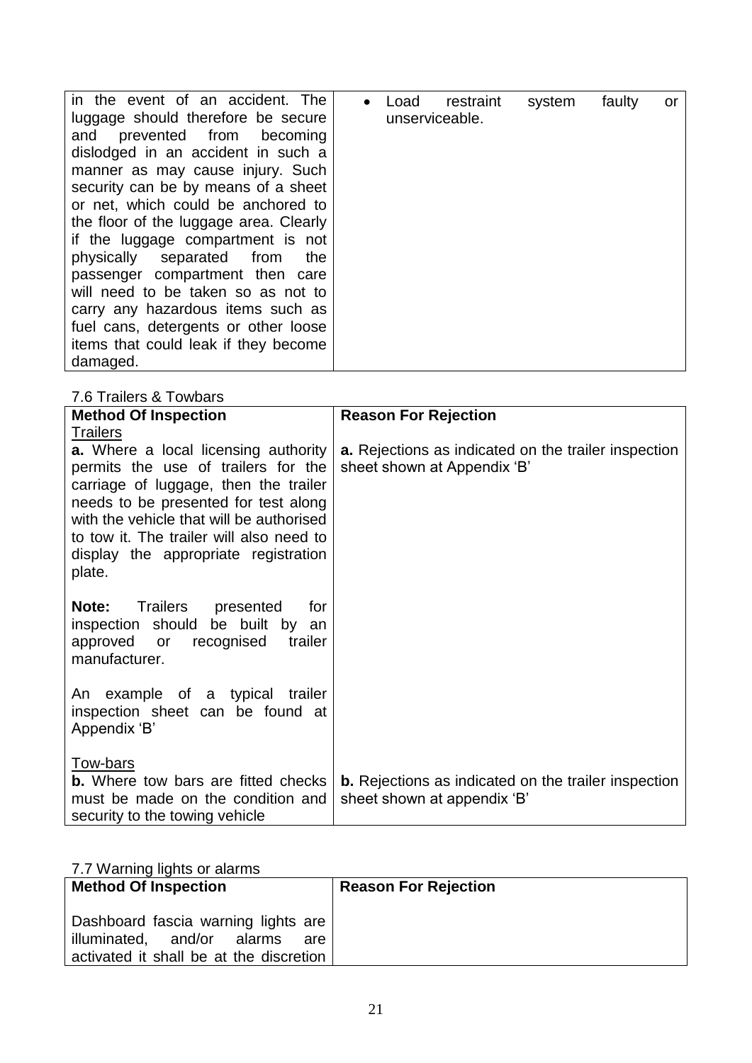| | |
|---|---|
| in the event of an accident. The luggage should therefore be secure and prevented from becoming dislodged in an accident in such a manner as may cause injury. Such security can be by means of a sheet or net, which could be anchored to the floor of the luggage area. Clearly if the luggage compartment is not physically separated from the passenger compartment then care will need to be taken so as not to carry any hazardous items such as fuel cans, detergents or other loose items that could leak if they become damaged. | • Load restraint system faulty or unserviceable. |

7.6 Trailers & Towbars

| **Method Of Inspection** | **Reason For Rejection** |
|---|---|
| Trailers<br>**a.** Where a local licensing authority permits the use of trailers for the carriage of luggage, then the trailer needs to be presented for test along with the vehicle that will be authorised to tow it. The trailer will also need to display the appropriate registration plate.<br><br>**Note:** Trailers presented for inspection should be built by an approved or recognised trailer manufacturer.<br><br>An example of a typical trailer inspection sheet can be found at Appendix 'B' | **a.** Rejections as indicated on the trailer inspection sheet shown at Appendix 'B' |
| Tow-bars<br>**b.** Where tow bars are fitted checks must be made on the condition and security to the towing vehicle | **b.** Rejections as indicated on the trailer inspection sheet shown at appendix 'B' |

7.7 Warning lights or alarms

| **Method Of Inspection** | **Reason For Rejection** |
|---|---|
| Dashboard fascia warning lights are illuminated, and/or alarms are activated it shall be at the discretion | |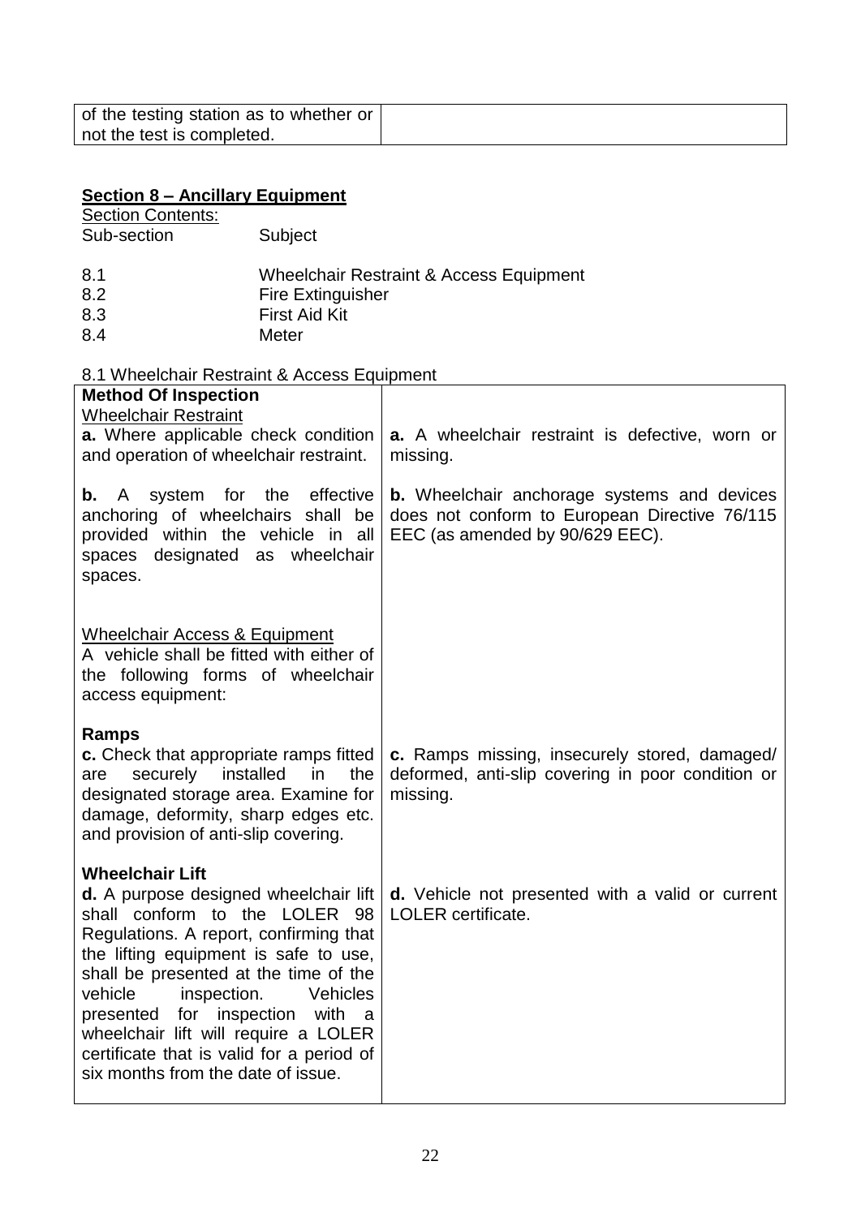| of the testing station as to whether or not the test is completed. | |
|---|---|

## Section 8 – Ancillary Equipment

Section Contents:

| Sub-section | Subject |
|---|---|
| 8.1 | Wheelchair Restraint & Access Equipment |
| 8.2 | Fire Extinguisher |
| 8.3 | First Aid Kit |
| 8.4 | Meter |

8.1 Wheelchair Restraint & Access Equipment

| **Method Of Inspection** | |
|---|---|
| Wheelchair Restraint<br>**a.** Where applicable check condition and operation of wheelchair restraint. | **a.** A wheelchair restraint is defective, worn or missing. |
| **b.** A system for the effective anchoring of wheelchairs shall be provided within the vehicle in all spaces designated as wheelchair spaces. | **b.** Wheelchair anchorage systems and devices does not conform to European Directive 76/115 EEC (as amended by 90/629 EEC). |
| Wheelchair Access & Equipment<br>A vehicle shall be fitted with either of the following forms of wheelchair access equipment: | |
| **Ramps**<br>**c.** Check that appropriate ramps fitted are securely installed in the designated storage area. Examine for damage, deformity, sharp edges etc. and provision of anti-slip covering. | **c.** Ramps missing, insecurely stored, damaged/ deformed, anti-slip covering in poor condition or missing. |
| **Wheelchair Lift**<br>**d.** A purpose designed wheelchair lift shall conform to the LOLER 98 Regulations. A report, confirming that the lifting equipment is safe to use, shall be presented at the time of the vehicle inspection. Vehicles presented for inspection with a wheelchair lift will require a LOLER certificate that is valid for a period of six months from the date of issue. | **d.** Vehicle not presented with a valid or current LOLER certificate. |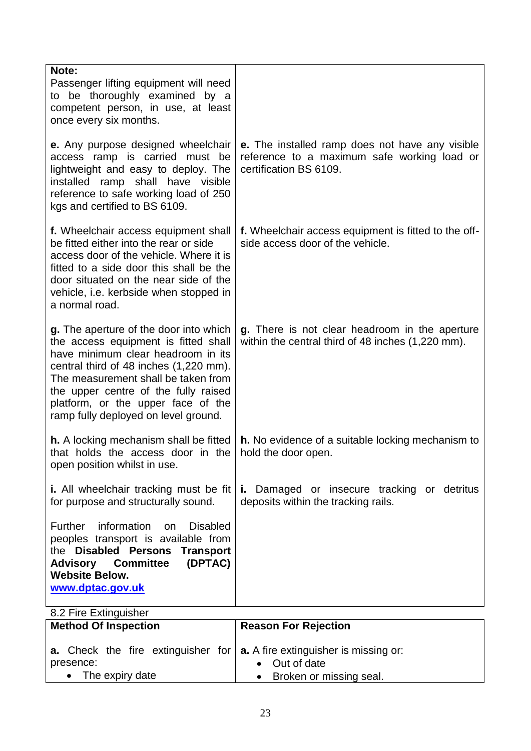| | |
|---|---|
| **Note:**<br>Passenger lifting equipment will need to be thoroughly examined by a competent person, in use, at least once every six months. | |
| **e.** Any purpose designed wheelchair access ramp is carried must be lightweight and easy to deploy. The installed ramp shall have visible reference to safe working load of 250 kgs and certified to BS 6109. | **e.** The installed ramp does not have any visible reference to a maximum safe working load or certification BS 6109. |
| **f.** Wheelchair access equipment shall be fitted either into the rear or side access door of the vehicle. Where it is fitted to a side door this shall be the door situated on the near side of the vehicle, i.e. kerbside when stopped in a normal road. | **f.** Wheelchair access equipment is fitted to the off-side access door of the vehicle. |
| **g.** The aperture of the door into which the access equipment is fitted shall have minimum clear headroom in its central third of 48 inches (1,220 mm). The measurement shall be taken from the upper centre of the fully raised platform, or the upper face of the ramp fully deployed on level ground. | **g.** There is not clear headroom in the aperture within the central third of 48 inches (1,220 mm). |
| **h.** A locking mechanism shall be fitted that holds the access door in the open position whilst in use. | **h.** No evidence of a suitable locking mechanism to hold the door open. |
| **i.** All wheelchair tracking must be fit for purpose and structurally sound. | **i.** Damaged or insecure tracking or detritus deposits within the tracking rails. |
| Further information on Disabled peoples transport is available from the **Disabled Persons Transport Advisory Committee (DPTAC) Website Below.**<br>**[www.dptac.gov.uk](http://www.dptac.gov.uk)** | |

8.2 Fire Extinguisher

| **Method Of Inspection** | **Reason For Rejection** |
|---|---|
| **a.** Check the fire extinguisher for presence:<br>• The expiry date | **a.** A fire extinguisher is missing or:<br>• Out of date<br>• Broken or missing seal. |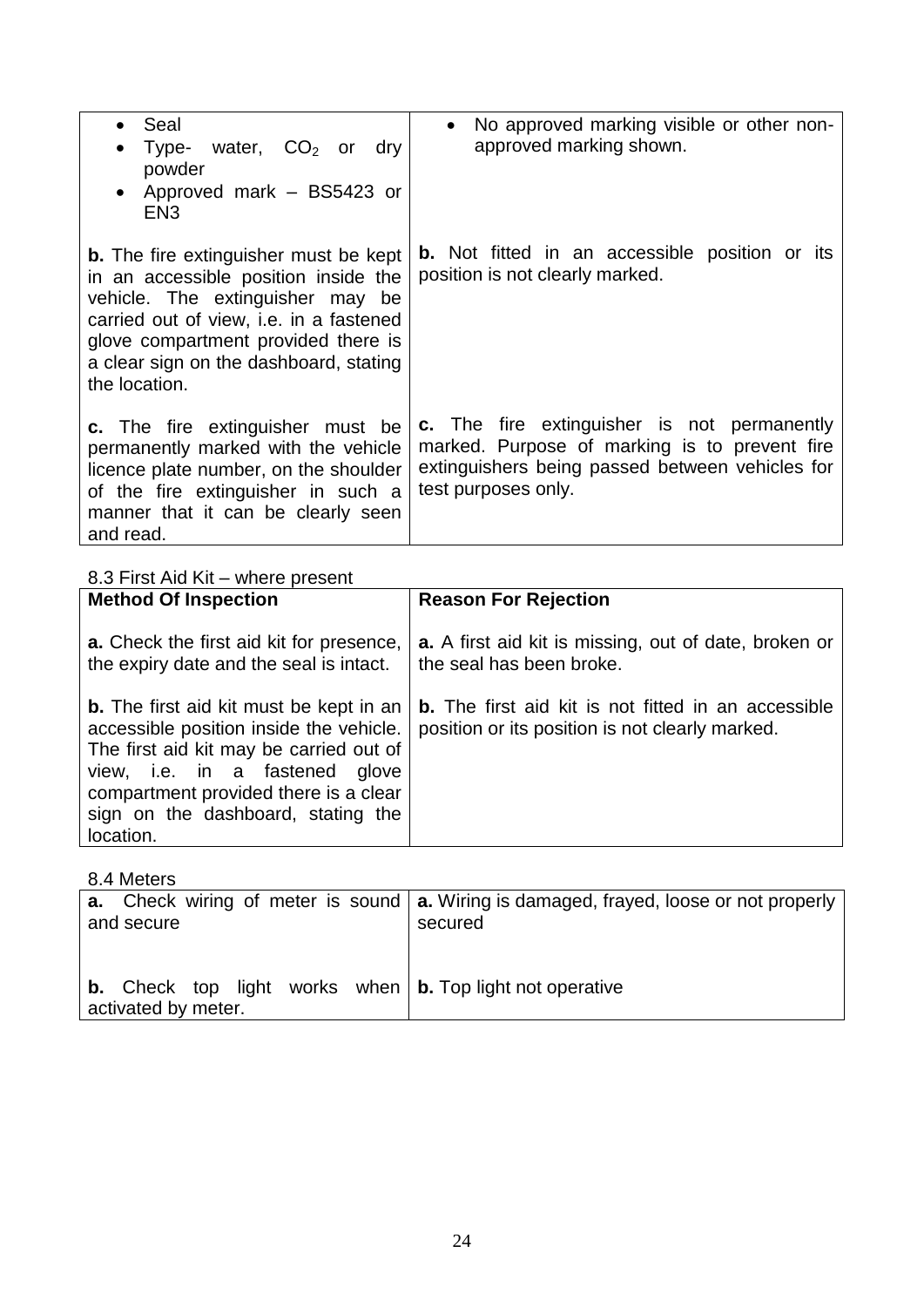| | |
|---|---|
| • Seal<br>• Type- water, $CO_2$ or dry powder<br>• Approved mark – BS5423 or EN3 | • No approved marking visible or other non-approved marking shown. |
| **b.** The fire extinguisher must be kept in an accessible position inside the vehicle. The extinguisher may be carried out of view, i.e. in a fastened glove compartment provided there is a clear sign on the dashboard, stating the location. | **b.** Not fitted in an accessible position or its position is not clearly marked. |
| **c.** The fire extinguisher must be permanently marked with the vehicle licence plate number, on the shoulder of the fire extinguisher in such a manner that it can be clearly seen and read. | **c.** The fire extinguisher is not permanently marked. Purpose of marking is to prevent fire extinguishers being passed between vehicles for test purposes only. |

8.3 First Aid Kit – where present

| **Method Of Inspection** | **Reason For Rejection** |
|---|---|
| **a.** Check the first aid kit for presence, the expiry date and the seal is intact. | **a.** A first aid kit is missing, out of date, broken or the seal has been broke. |
| **b.** The first aid kit must be kept in an accessible position inside the vehicle. The first aid kit may be carried out of view, i.e. in a fastened glove compartment provided there is a clear sign on the dashboard, stating the location. | **b.** The first aid kit is not fitted in an accessible position or its position is not clearly marked. |

8.4 Meters

| | |
|---|---|
| **a.** Check wiring of meter is sound and secure | **a.** Wiring is damaged, frayed, loose or not properly secured |
| **b.** Check top light works when activated by meter. | **b.** Top light not operative |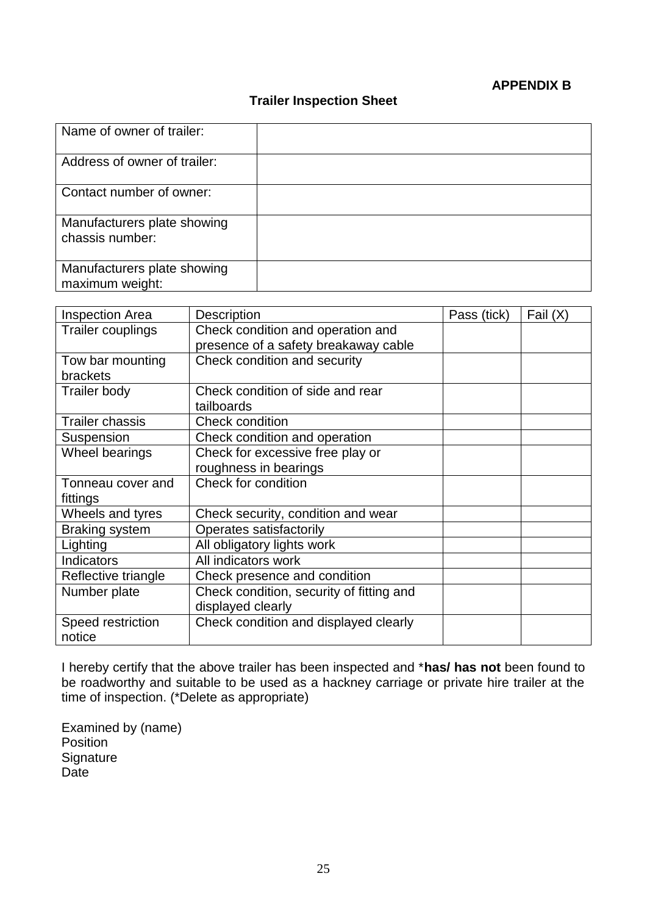**APPENDIX B**

## Trailer Inspection Sheet

| Name of owner of trailer: | |
|---|---|
| Address of owner of trailer: | |
| Contact number of owner: | |
| Manufacturers plate showing chassis number: | |
| Manufacturers plate showing maximum weight: | |

| Inspection Area | Description | Pass (tick) | Fail (X) |
|---|---|---|---|
| Trailer couplings | Check condition and operation and presence of a safety breakaway cable | | |
| Tow bar mounting brackets | Check condition and security | | |
| Trailer body | Check condition of side and rear tailboards | | |
| Trailer chassis | Check condition | | |
| Suspension | Check condition and operation | | |
| Wheel bearings | Check for excessive free play or roughness in bearings | | |
| Tonneau cover and fittings | Check for condition | | |
| Wheels and tyres | Check security, condition and wear | | |
| Braking system | Operates satisfactorily | | |
| Lighting | All obligatory lights work | | |
| Indicators | All indicators work | | |
| Reflective triangle | Check presence and condition | | |
| Number plate | Check condition, security of fitting and displayed clearly | | |
| Speed restriction notice | Check condition and displayed clearly | | |

I hereby certify that the above trailer has been inspected and ***has/ has not** been found to be roadworthy and suitable to be used as a hackney carriage or private hire trailer at the time of inspection. (*Delete as appropriate)

Examined by (name)
Position
Signature
Date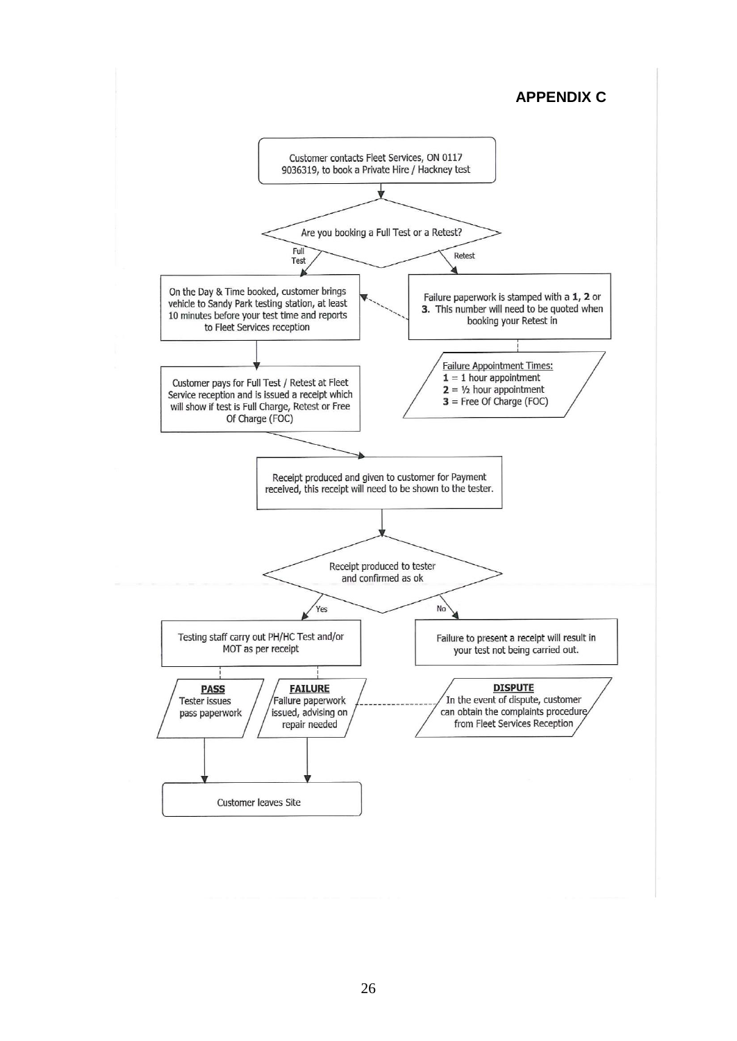## APPENDIX C

Customer contacts Fleet Services, ON 0117 9036319, to book a Private Hire / Hackney test

Are you booking a Full Test or a Retest?

Full Test

Retest

On the Day & Time booked, customer brings vehicle to Sandy Park testing station, at least 10 minutes before your test time and reports to Fleet Services reception

Failure paperwork is stamped with a **1, 2** or **3.** This number will need to be quoted when booking your Retest in

Failure Appointment Times:
**1** = 1 hour appointment
**2** = ½ hour appointment
**3** = Free Of Charge (FOC)

Customer pays for Full Test / Retest at Fleet Service reception and is issued a receipt which will show if test is Full Charge, Retest or Free Of Charge (FOC)

Receipt produced and given to customer for Payment received, this receipt will need to be shown to the tester.

Receipt produced to tester and confirmed as ok

Yes

No

Testing staff carry out PH/HC Test and/or MOT as per receipt

Failure to present a receipt will result in your test not being carried out.

**PASS**
Tester issues pass paperwork

**FAILURE**
Failure paperwork issued, advising on repair needed

**DISPUTE**
In the event of dispute, customer can obtain the complaints procedure from Fleet Services Reception

Customer leaves Site